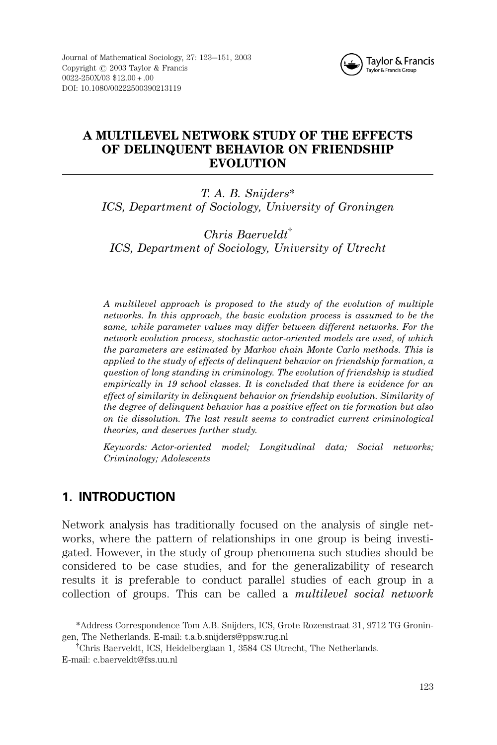# A MULTILEVEL NETWORK STUDY OF THE EFFECTS OF DELINQUENT BEHAVIOR ON FRIENDSHIP EVOLUTION

*T. A. B. Snijders\**
*ICS, Department of Sociology, University of Groningen*

*Chris Baerveldt*[†]
*ICS, Department of Sociology, University of Utrecht*

*A multilevel approach is proposed to the study of the evolution of multiple networks. In this approach, the basic evolution process is assumed to be the same, while parameter values may differ between different networks. For the network evolution process, stochastic actor-oriented models are used, of which the parameters are estimated by Markov chain Monte Carlo methods. This is applied to the study of effects of delinquent behavior on friendship formation, a question of long standing in criminology. The evolution of friendship is studied empirically in 19 school classes. It is concluded that there is evidence for an effect of similarity in delinquent behavior on friendship evolution. Similarity of the degree of delinquent behavior has a positive effect on tie formation but also on tie dissolution. The last result seems to contradict current criminological theories, and deserves further study.*

*Keywords: Actor-oriented model; Longitudinal data; Social networks; Criminology; Adolescents*

## 1. INTRODUCTION

Network analysis has traditionally focused on the analysis of single networks, where the pattern of relationships in one group is being investigated. However, in the study of group phenomena such studies should be considered to be case studies, and for the generalizability of research results it is preferable to conduct parallel studies of each group in a collection of groups. This can be called a *multilevel social network*

\*Address Correspondence Tom A.B. Snijders, ICS, Grote Rozenstraat 31, 9712 TG Groningen, The Netherlands. E-mail: t.a.b.snijders@ppsw.rug.nl

[†]Chris Baerveldt, ICS, Heidelberglaan 1, 3584 CS Utrecht, The Netherlands. E-mail: c.baerveldt@fss.uu.nl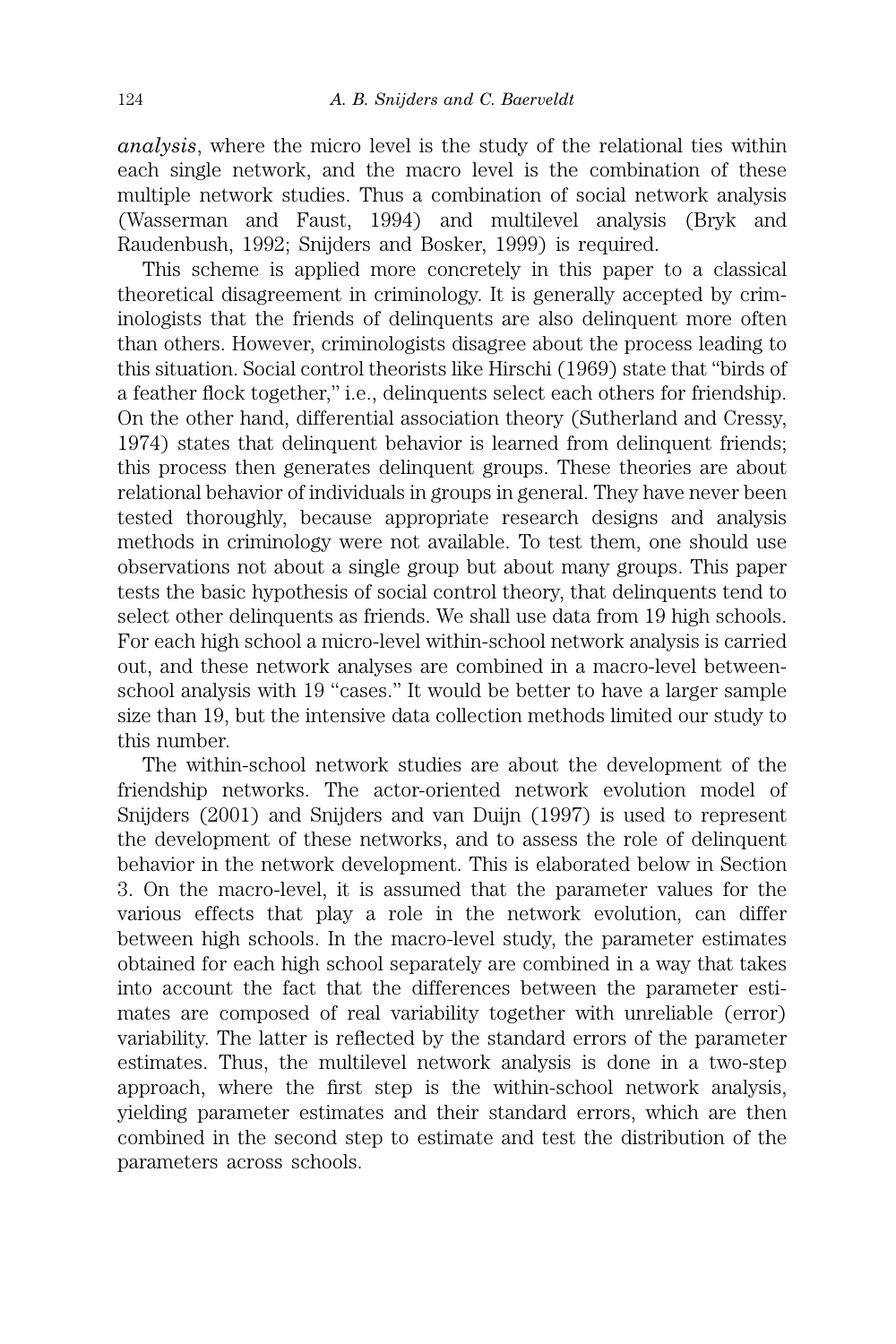*analysis*, where the micro level is the study of the relational ties within each single network, and the macro level is the combination of these multiple network studies. Thus a combination of social network analysis (Wasserman and Faust, 1994) and multilevel analysis (Bryk and Raudenbush, 1992; Snijders and Bosker, 1999) is required.

This scheme is applied more concretely in this paper to a classical theoretical disagreement in criminology. It is generally accepted by criminologists that the friends of delinquents are also delinquent more often than others. However, criminologists disagree about the process leading to this situation. Social control theorists like Hirschi (1969) state that "birds of a feather flock together," i.e., delinquents select each others for friendship. On the other hand, differential association theory (Sutherland and Cressy, 1974) states that delinquent behavior is learned from delinquent friends; this process then generates delinquent groups. These theories are about relational behavior of individuals in groups in general. They have never been tested thoroughly, because appropriate research designs and analysis methods in criminology were not available. To test them, one should use observations not about a single group but about many groups. This paper tests the basic hypothesis of social control theory, that delinquents tend to select other delinquents as friends. We shall use data from 19 high schools. For each high school a micro-level within-school network analysis is carried out, and these network analyses are combined in a macro-level between-school analysis with 19 "cases." It would be better to have a larger sample size than 19, but the intensive data collection methods limited our study to this number.

The within-school network studies are about the development of the friendship networks. The actor-oriented network evolution model of Snijders (2001) and Snijders and van Duijn (1997) is used to represent the development of these networks, and to assess the role of delinquent behavior in the network development. This is elaborated below in Section 3. On the macro-level, it is assumed that the parameter values for the various effects that play a role in the network evolution, can differ between high schools. In the macro-level study, the parameter estimates obtained for each high school separately are combined in a way that takes into account the fact that the differences between the parameter estimates are composed of real variability together with unreliable (error) variability. The latter is reflected by the standard errors of the parameter estimates. Thus, the multilevel network analysis is done in a two-step approach, where the first step is the within-school network analysis, yielding parameter estimates and their standard errors, which are then combined in the second step to estimate and test the distribution of the parameters across schools.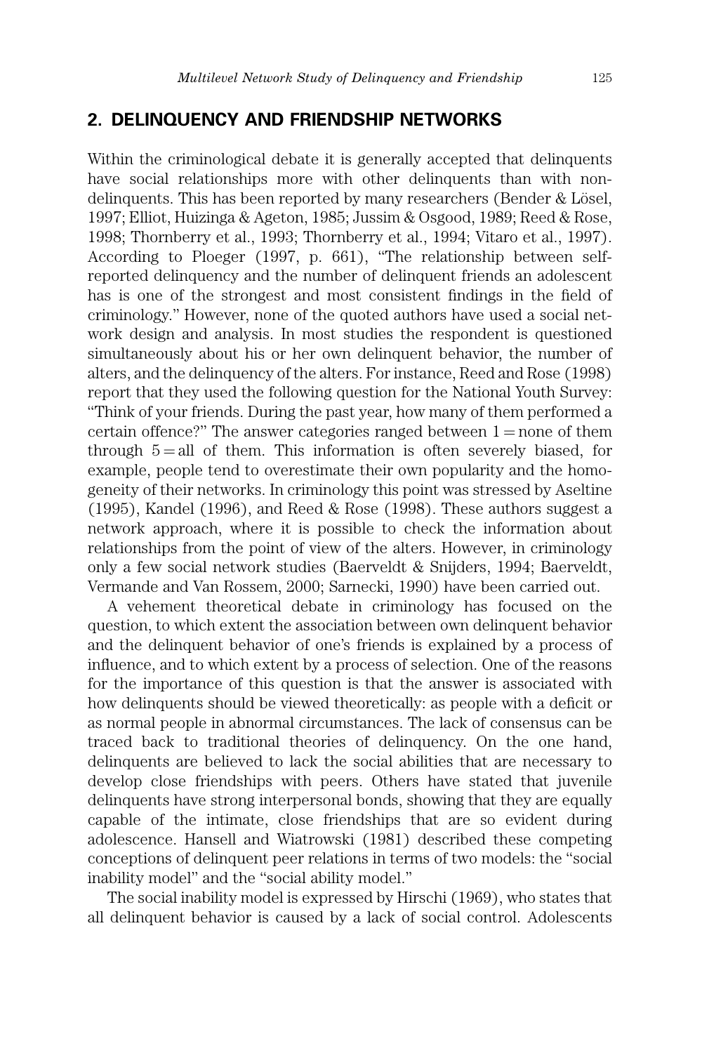## 2. DELINQUENCY AND FRIENDSHIP NETWORKS

Within the criminological debate it is generally accepted that delinquents have social relationships more with other delinquents than with non-delinquents. This has been reported by many researchers (Bender & Lösel, 1997; Elliot, Huizinga & Ageton, 1985; Jussim & Osgood, 1989; Reed & Rose, 1998; Thornberry et al., 1993; Thornberry et al., 1994; Vitaro et al., 1997). According to Ploeger (1997, p. 661), "The relationship between self-reported delinquency and the number of delinquent friends an adolescent has is one of the strongest and most consistent findings in the field of criminology." However, none of the quoted authors have used a social network design and analysis. In most studies the respondent is questioned simultaneously about his or her own delinquent behavior, the number of alters, and the delinquency of the alters. For instance, Reed and Rose (1998) report that they used the following question for the National Youth Survey: "Think of your friends. During the past year, how many of them performed a certain offence?" The answer categories ranged between 1 = none of them through 5 = all of them. This information is often severely biased, for example, people tend to overestimate their own popularity and the homogeneity of their networks. In criminology this point was stressed by Aseltine (1995), Kandel (1996), and Reed & Rose (1998). These authors suggest a network approach, where it is possible to check the information about relationships from the point of view of the alters. However, in criminology only a few social network studies (Baerveldt & Snijders, 1994; Baerveldt, Vermande and Van Rossem, 2000; Sarnecki, 1990) have been carried out.

A vehement theoretical debate in criminology has focused on the question, to which extent the association between own delinquent behavior and the delinquent behavior of one's friends is explained by a process of influence, and to which extent by a process of selection. One of the reasons for the importance of this question is that the answer is associated with how delinquents should be viewed theoretically: as people with a deficit or as normal people in abnormal circumstances. The lack of consensus can be traced back to traditional theories of delinquency. On the one hand, delinquents are believed to lack the social abilities that are necessary to develop close friendships with peers. Others have stated that juvenile delinquents have strong interpersonal bonds, showing that they are equally capable of the intimate, close friendships that are so evident during adolescence. Hansell and Wiatrowski (1981) described these competing conceptions of delinquent peer relations in terms of two models: the "social inability model" and the "social ability model."

The social inability model is expressed by Hirschi (1969), who states that all delinquent behavior is caused by a lack of social control. Adolescents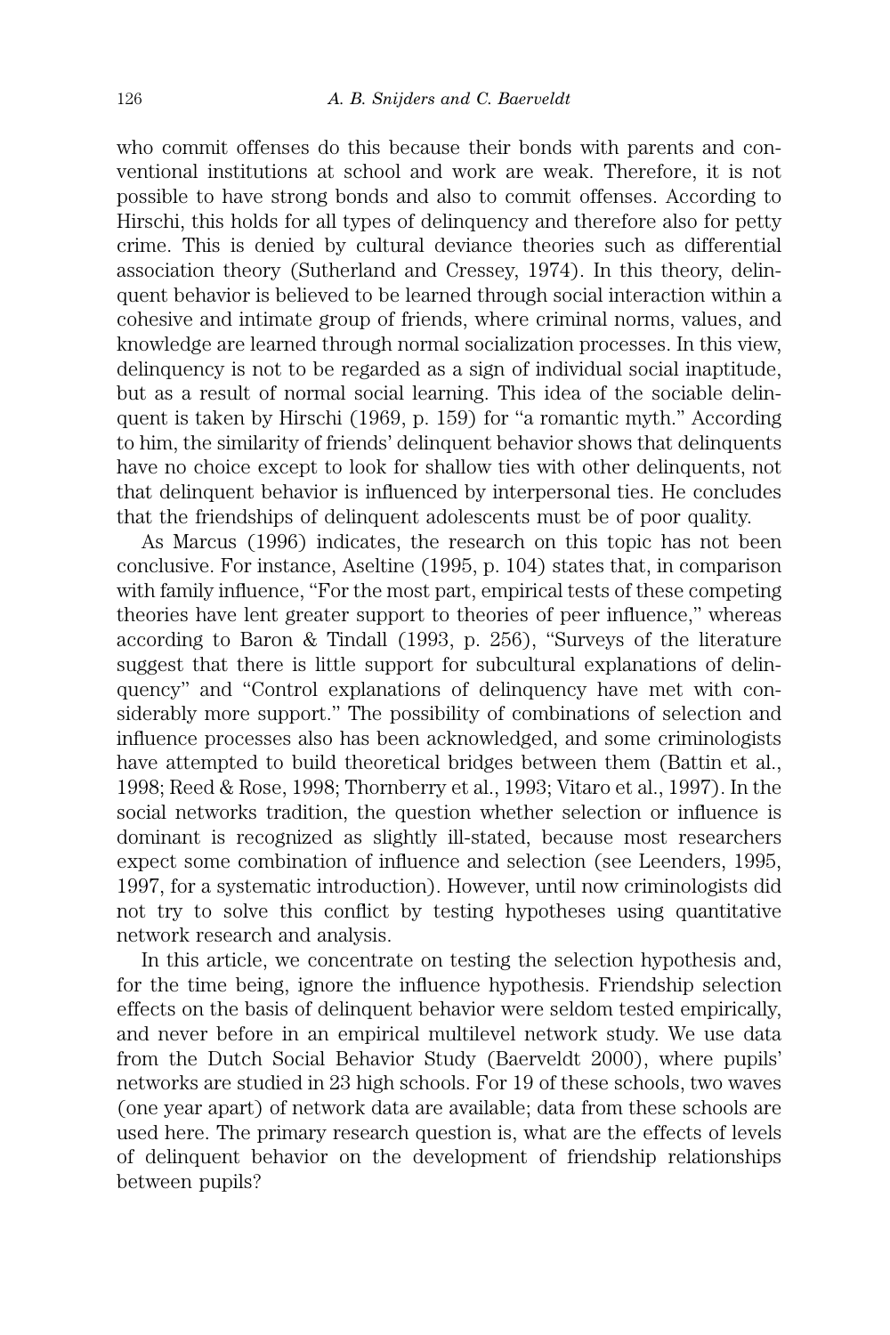who commit offenses do this because their bonds with parents and conventional institutions at school and work are weak. Therefore, it is not possible to have strong bonds and also to commit offenses. According to Hirschi, this holds for all types of delinquency and therefore also for petty crime. This is denied by cultural deviance theories such as differential association theory (Sutherland and Cressey, 1974). In this theory, delinquent behavior is believed to be learned through social interaction within a cohesive and intimate group of friends, where criminal norms, values, and knowledge are learned through normal socialization processes. In this view, delinquency is not to be regarded as a sign of individual social inaptitude, but as a result of normal social learning. This idea of the sociable delinquent is taken by Hirschi (1969, p. 159) for "a romantic myth." According to him, the similarity of friends' delinquent behavior shows that delinquents have no choice except to look for shallow ties with other delinquents, not that delinquent behavior is influenced by interpersonal ties. He concludes that the friendships of delinquent adolescents must be of poor quality.

As Marcus (1996) indicates, the research on this topic has not been conclusive. For instance, Aseltine (1995, p. 104) states that, in comparison with family influence, "For the most part, empirical tests of these competing theories have lent greater support to theories of peer influence," whereas according to Baron & Tindall (1993, p. 256), "Surveys of the literature suggest that there is little support for subcultural explanations of delinquency" and "Control explanations of delinquency have met with considerably more support." The possibility of combinations of selection and influence processes also has been acknowledged, and some criminologists have attempted to build theoretical bridges between them (Battin et al., 1998; Reed & Rose, 1998; Thornberry et al., 1993; Vitaro et al., 1997). In the social networks tradition, the question whether selection or influence is dominant is recognized as slightly ill-stated, because most researchers expect some combination of influence and selection (see Leenders, 1995, 1997, for a systematic introduction). However, until now criminologists did not try to solve this conflict by testing hypotheses using quantitative network research and analysis.

In this article, we concentrate on testing the selection hypothesis and, for the time being, ignore the influence hypothesis. Friendship selection effects on the basis of delinquent behavior were seldom tested empirically, and never before in an empirical multilevel network study. We use data from the Dutch Social Behavior Study (Baerveldt 2000), where pupils' networks are studied in 23 high schools. For 19 of these schools, two waves (one year apart) of network data are available; data from these schools are used here. The primary research question is, what are the effects of levels of delinquent behavior on the development of friendship relationships between pupils?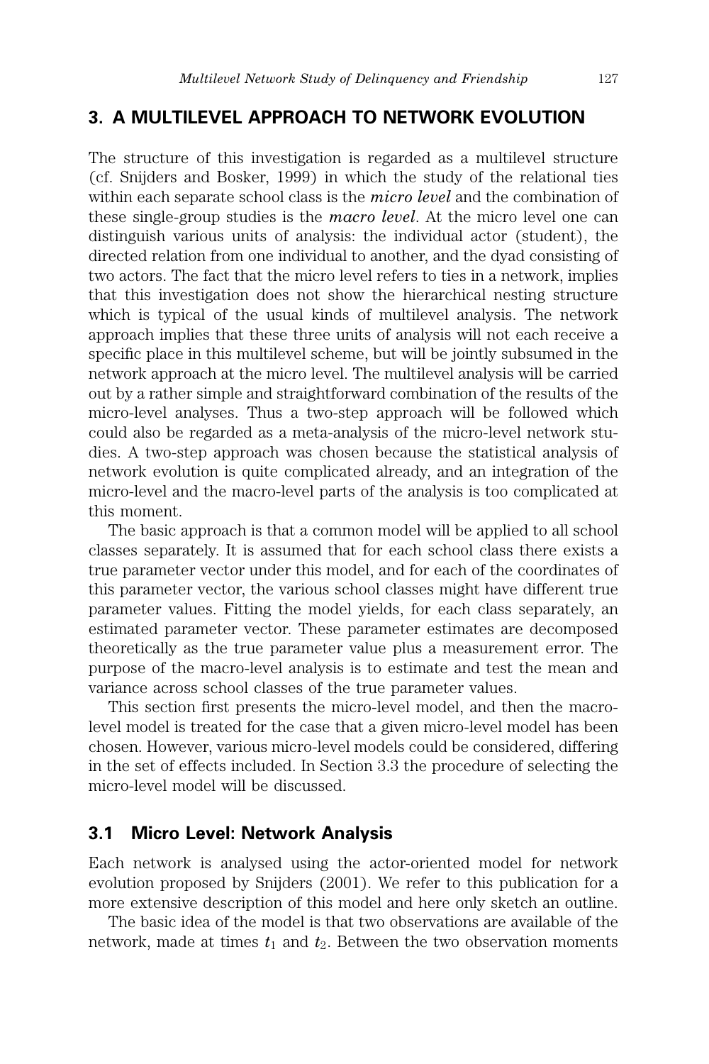## 3. A MULTILEVEL APPROACH TO NETWORK EVOLUTION

The structure of this investigation is regarded as a multilevel structure (cf. Snijders and Bosker, 1999) in which the study of the relational ties within each separate school class is the ***micro level*** and the combination of these single-group studies is the ***macro level***. At the micro level one can distinguish various units of analysis: the individual actor (student), the directed relation from one individual to another, and the dyad consisting of two actors. The fact that the micro level refers to ties in a network, implies that this investigation does not show the hierarchical nesting structure which is typical of the usual kinds of multilevel analysis. The network approach implies that these three units of analysis will not each receive a specific place in this multilevel scheme, but will be jointly subsumed in the network approach at the micro level. The multilevel analysis will be carried out by a rather simple and straightforward combination of the results of the micro-level analyses. Thus a two-step approach will be followed which could also be regarded as a meta-analysis of the micro-level network studies. A two-step approach was chosen because the statistical analysis of network evolution is quite complicated already, and an integration of the micro-level and the macro-level parts of the analysis is too complicated at this moment.

The basic approach is that a common model will be applied to all school classes separately. It is assumed that for each school class there exists a true parameter vector under this model, and for each of the coordinates of this parameter vector, the various school classes might have different true parameter values. Fitting the model yields, for each class separately, an estimated parameter vector. These parameter estimates are decomposed theoretically as the true parameter value plus a measurement error. The purpose of the macro-level analysis is to estimate and test the mean and variance across school classes of the true parameter values.

This section first presents the micro-level model, and then the macro-level model is treated for the case that a given micro-level model has been chosen. However, various micro-level models could be considered, differing in the set of effects included. In Section 3.3 the procedure of selecting the micro-level model will be discussed.

### 3.1 Micro Level: Network Analysis

Each network is analysed using the actor-oriented model for network evolution proposed by Snijders (2001). We refer to this publication for a more extensive description of this model and here only sketch an outline.

The basic idea of the model is that two observations are available of the network, made at times $t_1$ and $t_2$. Between the two observation moments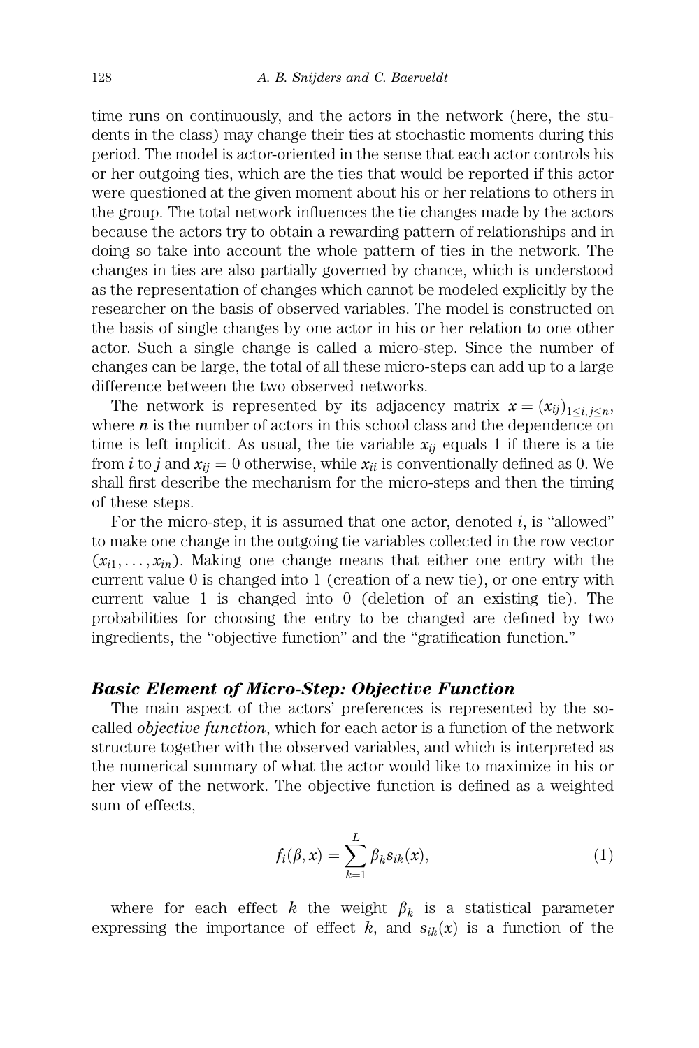time runs on continuously, and the actors in the network (here, the students in the class) may change their ties at stochastic moments during this period. The model is actor-oriented in the sense that each actor controls his or her outgoing ties, which are the ties that would be reported if this actor were questioned at the given moment about his or her relations to others in the group. The total network influences the tie changes made by the actors because the actors try to obtain a rewarding pattern of relationships and in doing so take into account the whole pattern of ties in the network. The changes in ties are also partially governed by chance, which is understood as the representation of changes which cannot be modeled explicitly by the researcher on the basis of observed variables. The model is constructed on the basis of single changes by one actor in his or her relation to one other actor. Such a single change is called a micro-step. Since the number of changes can be large, the total of all these micro-steps can add up to a large difference between the two observed networks.

The network is represented by its adjacency matrix $x = (x_{ij})_{1 \le i,j \le n}$, where $n$ is the number of actors in this school class and the dependence on time is left implicit. As usual, the tie variable $x_{ij}$ equals 1 if there is a tie from $i$ to $j$ and $x_{ij} = 0$ otherwise, while $x_{ii}$ is conventionally defined as 0. We shall first describe the mechanism for the micro-steps and then the timing of these steps.

For the micro-step, it is assumed that one actor, denoted $i$, is "allowed" to make one change in the outgoing tie variables collected in the row vector $(x_{i1}, \ldots, x_{in})$. Making one change means that either one entry with the current value 0 is changed into 1 (creation of a new tie), or one entry with current value 1 is changed into 0 (deletion of an existing tie). The probabilities for choosing the entry to be changed are defined by two ingredients, the "objective function" and the "gratification function."

### *Basic Element of Micro-Step: Objective Function*

The main aspect of the actors' preferences is represented by the so-called *objective function*, which for each actor is a function of the network structure together with the observed variables, and which is interpreted as the numerical summary of what the actor would like to maximize in his or her view of the network. The objective function is defined as a weighted sum of effects,

$$f_i(\beta, x) = \sum_{k=1}^{L} \beta_k s_{ik}(x), \tag{1}$$

where for each effect $k$ the weight $\beta_k$ is a statistical parameter expressing the importance of effect $k$, and $s_{ik}(x)$ is a function of the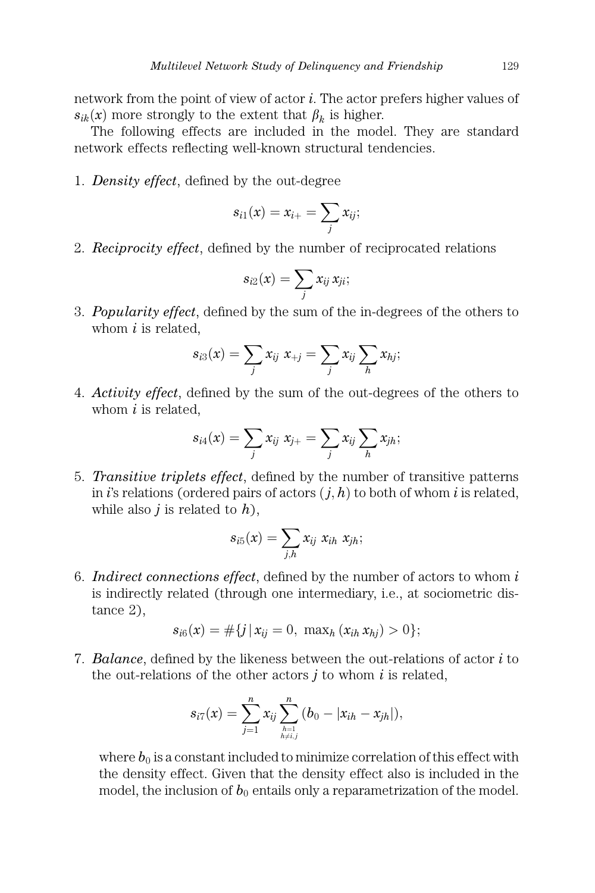network from the point of view of actor $i$. The actor prefers higher values of $s_{ik}(x)$ more strongly to the extent that $\beta_k$ is higher.

The following effects are included in the model. They are standard network effects reflecting well-known structural tendencies.

1. ***Density effect***, defined by the out-degree

$$s_{i1}(x) = x_{i+} = \sum_j x_{ij};$$

2. ***Reciprocity effect***, defined by the number of reciprocated relations

$$s_{i2}(x) = \sum_j x_{ij}\, x_{ji};$$

3. ***Popularity effect***, defined by the sum of the in-degrees of the others to whom $i$ is related,

$$s_{i3}(x) = \sum_j x_{ij}\ x_{+j} = \sum_j x_{ij} \sum_h x_{hj};$$

4. ***Activity effect***, defined by the sum of the out-degrees of the others to whom $i$ is related,

$$s_{i4}(x) = \sum_j x_{ij}\ x_{j+} = \sum_j x_{ij} \sum_h x_{jh};$$

5. ***Transitive triplets effect***, defined by the number of transitive patterns in $i$'s relations (ordered pairs of actors $(j, h)$ to both of whom $i$ is related, while also $j$ is related to $h$),

$$s_{i5}(x) = \sum_{j,h} x_{ij}\ x_{ih}\ x_{jh};$$

6. ***Indirect connections effect***, defined by the number of actors to whom $i$ is indirectly related (through one intermediary, i.e., at sociometric distance 2),

$$s_{i6}(x) = \#\{j \,|\, x_{ij} = 0,\ \max_h (x_{ih}\, x_{hj}) > 0\};$$

7. ***Balance***, defined by the likeness between the out-relations of actor $i$ to the out-relations of the other actors $j$ to whom $i$ is related,

$$s_{i7}(x) = \sum_{j=1}^{n} x_{ij} \sum_{\substack{h=1 \\ h \neq i,j}}^{n} (b_0 - |x_{ih} - x_{jh}|),$$

   where $b_0$ is a constant included to minimize correlation of this effect with the density effect. Given that the density effect also is included in the model, the inclusion of $b_0$ entails only a reparametrization of the model.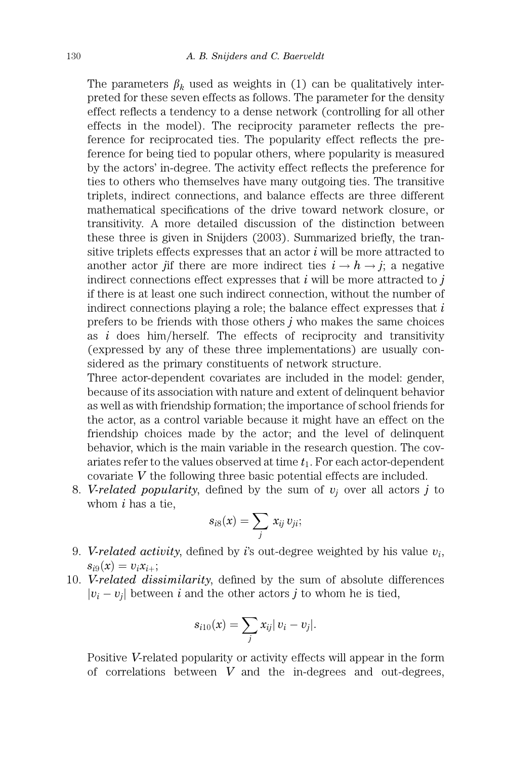The parameters $\beta_k$ used as weights in (1) can be qualitatively interpreted for these seven effects as follows. The parameter for the density effect reflects a tendency to a dense network (controlling for all other effects in the model). The reciprocity parameter reflects the preference for reciprocated ties. The popularity effect reflects the preference for being tied to popular others, where popularity is measured by the actors' in-degree. The activity effect reflects the preference for ties to others who themselves have many outgoing ties. The transitive triplets, indirect connections, and balance effects are three different mathematical specifications of the drive toward network closure, or transitivity. A more detailed discussion of the distinction between these three is given in Snijders (2003). Summarized briefly, the transitive triplets effects expresses that an actor $i$ will be more attracted to another actor $j$if there are more indirect ties $i \rightarrow h \rightarrow j$; a negative indirect connections effect expresses that $i$ will be more attracted to $j$ if there is at least one such indirect connection, without the number of indirect connections playing a role; the balance effect expresses that $i$ prefers to be friends with those others $j$ who makes the same choices as $i$ does him/herself. The effects of reciprocity and transitivity (expressed by any of these three implementations) are usually considered as the primary constituents of network structure.

Three actor-dependent covariates are included in the model: gender, because of its association with nature and extent of delinquent behavior as well as with friendship formation; the importance of school friends for the actor, as a control variable because it might have an effect on the friendship choices made by the actor; and the level of delinquent behavior, which is the main variable in the research question. The covariates refer to the values observed at time $t_1$. For each actor-dependent covariate $V$ the following three basic potential effects are included.

8. *V-related popularity*, defined by the sum of $v_j$ over all actors $j$ to whom $i$ has a tie,
$$s_{i8}(x) = \sum_j x_{ij} \, v_{ji};$$
9. *V-related activity*, defined by $i$'s out-degree weighted by his value $v_i$, $s_{i9}(x) = v_i x_{i+}$;
10. *V-related dissimilarity*, defined by the sum of absolute differences $|v_i - v_j|$ between $i$ and the other actors $j$ to whom he is tied,
$$s_{i10}(x) = \sum_j x_{ij} |\, v_i - v_j|.$$

Positive $V$-related popularity or activity effects will appear in the form of correlations between $V$ and the in-degrees and out-degrees,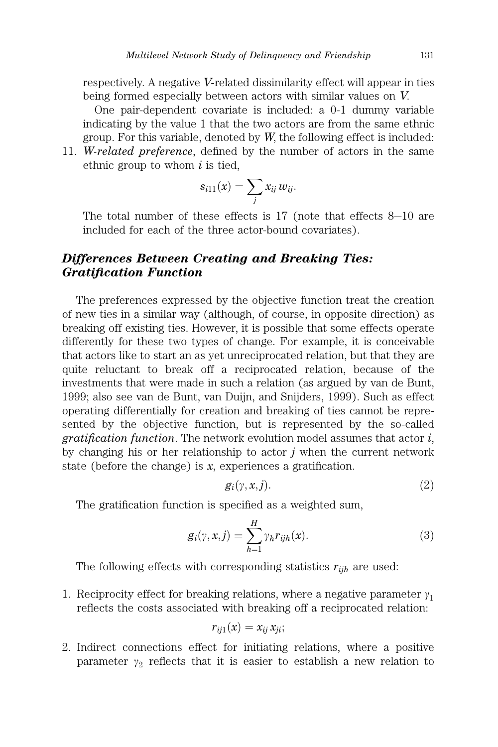respectively. A negative $V$-related dissimilarity effect will appear in ties being formed especially between actors with similar values on $V$.

One pair-dependent covariate is included: a 0-1 dummy variable indicating by the value 1 that the two actors are from the same ethnic group. For this variable, denoted by $W$, the following effect is included:

11. *$W$-related preference*, defined by the number of actors in the same ethnic group to whom $i$ is tied,

$$s_{i11}(x) = \sum_j x_{ij} w_{ij}.$$

The total number of these effects is 17 (note that effects 8–10 are included for each of the three actor-bound covariates).

## *Differences Between Creating and Breaking Ties: Gratification Function*

The preferences expressed by the objective function treat the creation of new ties in a similar way (although, of course, in opposite direction) as breaking off existing ties. However, it is possible that some effects operate differently for these two types of change. For example, it is conceivable that actors like to start an as yet unreciprocated relation, but that they are quite reluctant to break off a reciprocated relation, because of the investments that were made in such a relation (as argued by van de Bunt, 1999; also see van de Bunt, van Duijn, and Snijders, 1999). Such as effect operating differentially for creation and breaking of ties cannot be represented by the objective function, but is represented by the so-called ***gratification function***. The network evolution model assumes that actor $i$, by changing his or her relationship to actor $j$ when the current network state (before the change) is $x$, experiences a gratification.

$$g_i(\gamma, x, j). \tag{2}$$

The gratification function is specified as a weighted sum,

$$g_i(\gamma, x, j) = \sum_{h=1}^{H} \gamma_h r_{ijh}(x). \tag{3}$$

The following effects with corresponding statistics $r_{ijh}$ are used:

1. Reciprocity effect for breaking relations, where a negative parameter $\gamma_1$ reflects the costs associated with breaking off a reciprocated relation:

$$r_{ij1}(x) = x_{ij} x_{ji};$$

2. Indirect connections effect for initiating relations, where a positive parameter $\gamma_2$ reflects that it is easier to establish a new relation to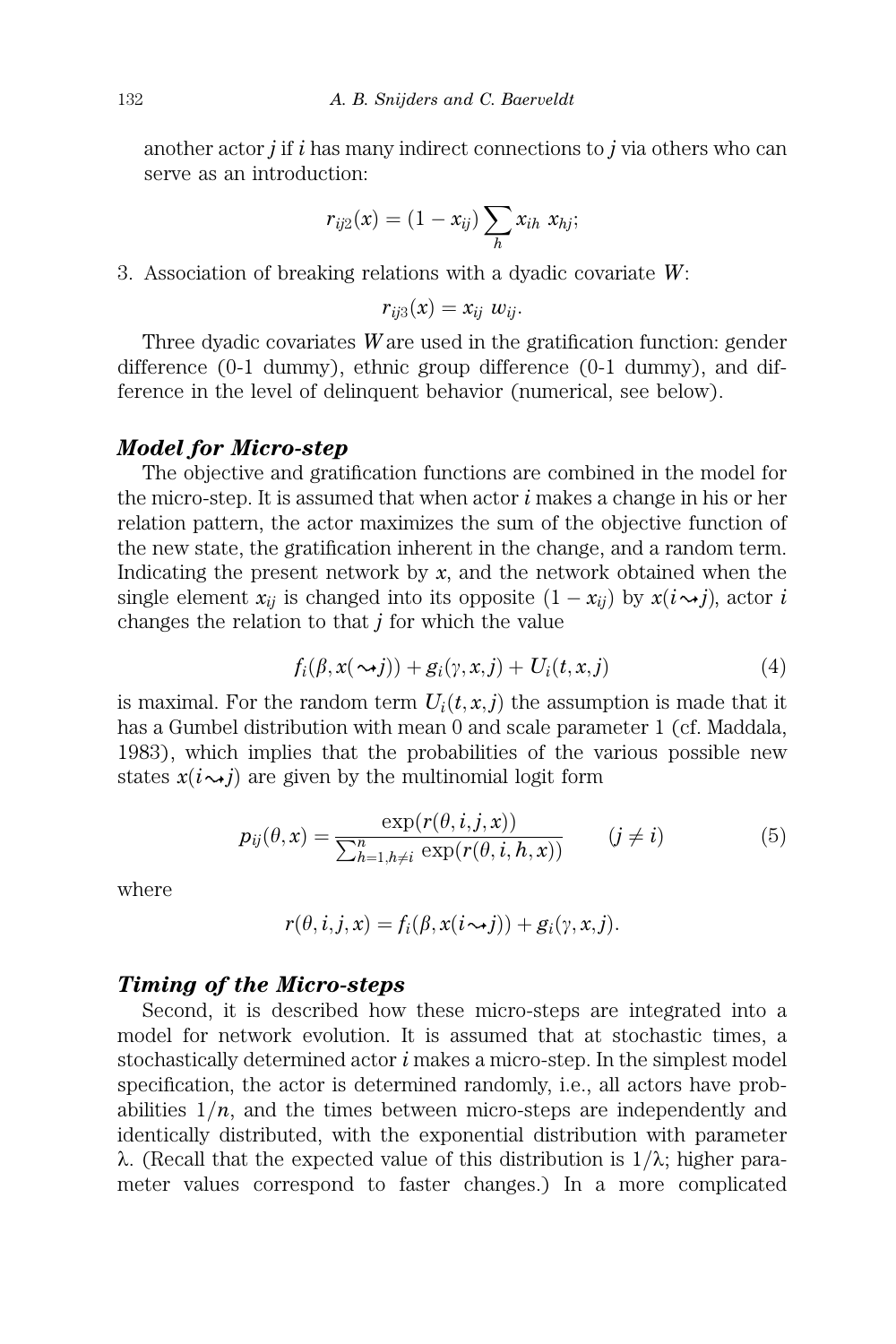another actor $j$ if $i$ has many indirect connections to $j$ via others who can serve as an introduction:

$$r_{ij2}(x) = (1 - x_{ij}) \sum_h x_{ih} \; x_{hj};$$

3. Association of breaking relations with a dyadic covariate $W$:

$$r_{ij3}(x) = x_{ij} \; w_{ij}.$$

Three dyadic covariates $W$ are used in the gratification function: gender difference (0-1 dummy), ethnic group difference (0-1 dummy), and difference in the level of delinquent behavior (numerical, see below).

### *Model for Micro-step*

The objective and gratification functions are combined in the model for the micro-step. It is assumed that when actor $i$ makes a change in his or her relation pattern, the actor maximizes the sum of the objective function of the new state, the gratification inherent in the change, and a random term. Indicating the present network by $x$, and the network obtained when the single element $x_{ij}$ is changed into its opposite $(1 - x_{ij})$ by $x(i \rightsquigarrow j)$, actor $i$ changes the relation to that $j$ for which the value

$$f_i(\beta, x(\rightsquigarrow j)) + g_i(\gamma, x, j) + U_i(t, x, j) \tag{4}$$

is maximal. For the random term $U_i(t, x, j)$ the assumption is made that it has a Gumbel distribution with mean 0 and scale parameter 1 (cf. Maddala, 1983), which implies that the probabilities of the various possible new states $x(i \rightsquigarrow j)$ are given by the multinomial logit form

$$p_{ij}(\theta, x) = \frac{\exp(r(\theta, i, j, x))}{\sum_{h=1, h \neq i}^{n} \exp(r(\theta, i, h, x))} \qquad (j \neq i) \tag{5}$$

where

$$r(\theta, i, j, x) = f_i(\beta, x(i \rightsquigarrow j)) + g_i(\gamma, x, j).$$

### *Timing of the Micro-steps*

Second, it is described how these micro-steps are integrated into a model for network evolution. It is assumed that at stochastic times, a stochastically determined actor $i$ makes a micro-step. In the simplest model specification, the actor is determined randomly, i.e., all actors have probabilities $1/n$, and the times between micro-steps are independently and identically distributed, with the exponential distribution with parameter $\lambda$. (Recall that the expected value of this distribution is $1/\lambda$; higher parameter values correspond to faster changes.) In a more complicated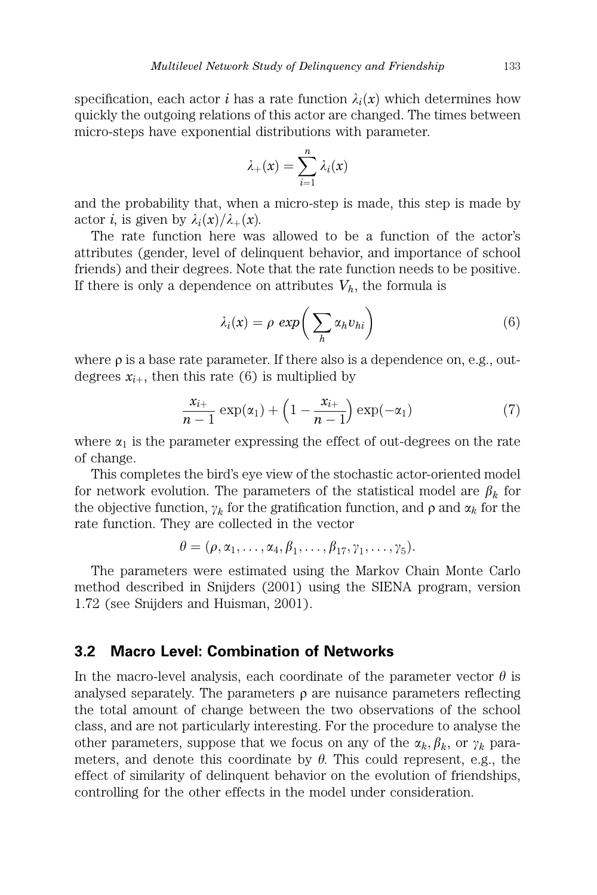specification, each actor $i$ has a rate function $\lambda_i(x)$ which determines how quickly the outgoing relations of this actor are changed. The times between micro-steps have exponential distributions with parameter.

$$\lambda_+(x) = \sum_{i=1}^{n} \lambda_i(x)$$

and the probability that, when a micro-step is made, this step is made by actor $i$, is given by $\lambda_i(x)/\lambda_+(x)$.

The rate function here was allowed to be a function of the actor's attributes (gender, level of delinquent behavior, and importance of school friends) and their degrees. Note that the rate function needs to be positive. If there is only a dependence on attributes $V_h$, the formula is

$$\lambda_i(x) = \rho \; exp\left( \sum_h \alpha_h v_{hi} \right) \tag{6}$$

where $\rho$ is a base rate parameter. If there also is a dependence on, e.g., out-degrees $x_{i+}$, then this rate (6) is multiplied by

$$\frac{x_{i+}}{n-1} \exp(\alpha_1) + \left(1 - \frac{x_{i+}}{n-1}\right) \exp(-\alpha_1) \tag{7}$$

where $\alpha_1$ is the parameter expressing the effect of out-degrees on the rate of change.

This completes the bird's eye view of the stochastic actor-oriented model for network evolution. The parameters of the statistical model are $\beta_k$ for the objective function, $\gamma_k$ for the gratification function, and $\rho$ and $\alpha_k$ for the rate function. They are collected in the vector

$$\theta = (\rho, \alpha_1, \ldots, \alpha_4, \beta_1, \ldots, \beta_{17}, \gamma_1, \ldots, \gamma_5).$$

The parameters were estimated using the Markov Chain Monte Carlo method described in Snijders (2001) using the SIENA program, version 1.72 (see Snijders and Huisman, 2001).

## 3.2 Macro Level: Combination of Networks

In the macro-level analysis, each coordinate of the parameter vector $\theta$ is analysed separately. The parameters $\rho$ are nuisance parameters reflecting the total amount of change between the two observations of the school class, and are not particularly interesting. For the procedure to analyse the other parameters, suppose that we focus on any of the $\alpha_k, \beta_k$, or $\gamma_k$ parameters, and denote this coordinate by $\theta$. This could represent, e.g., the effect of similarity of delinquent behavior on the evolution of friendships, controlling for the other effects in the model under consideration.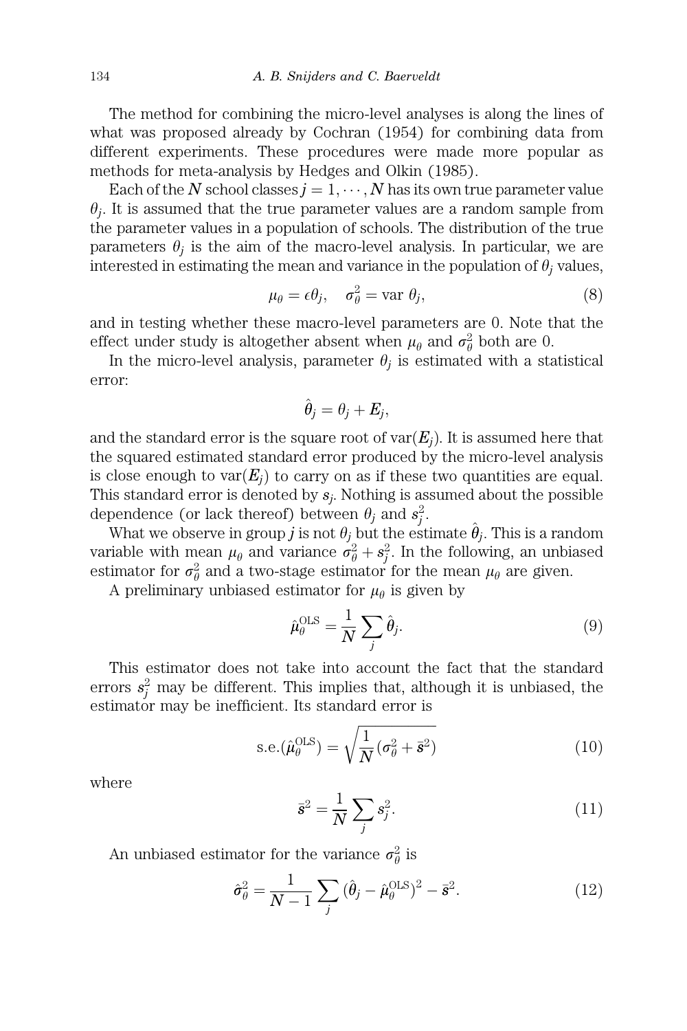The method for combining the micro-level analyses is along the lines of what was proposed already by Cochran (1954) for combining data from different experiments. These procedures were made more popular as methods for meta-analysis by Hedges and Olkin (1985).

Each of the $N$ school classes $j = 1, \cdots, N$ has its own true parameter value $\theta_j$. It is assumed that the true parameter values are a random sample from the parameter values in a population of schools. The distribution of the true parameters $\theta_j$ is the aim of the macro-level analysis. In particular, we are interested in estimating the mean and variance in the population of $\theta_j$ values,

$$\mu_\theta = \epsilon\theta_j, \quad \sigma_\theta^2 = \text{var } \theta_j, \tag{8}$$

and in testing whether these macro-level parameters are 0. Note that the effect under study is altogether absent when $\mu_\theta$ and $\sigma_\theta^2$ both are 0.

In the micro-level analysis, parameter $\theta_j$ is estimated with a statistical error:

$$\hat{\theta}_j = \theta_j + E_j,$$

and the standard error is the square root of $\text{var}(E_j)$. It is assumed here that the squared estimated standard error produced by the micro-level analysis is close enough to $\text{var}(E_j)$ to carry on as if these two quantities are equal. This standard error is denoted by $s_j$. Nothing is assumed about the possible dependence (or lack thereof) between $\theta_j$ and $s_j^2$.

What we observe in group $j$ is not $\theta_j$ but the estimate $\hat{\theta}_j$. This is a random variable with mean $\mu_\theta$ and variance $\sigma_\theta^2 + s_j^2$. In the following, an unbiased estimator for $\sigma_\theta^2$ and a two-stage estimator for the mean $\mu_\theta$ are given.

A preliminary unbiased estimator for $\mu_\theta$ is given by

$$\hat{\mu}_\theta^{\text{OLS}} = \frac{1}{N} \sum_j \hat{\theta}_j. \tag{9}$$

This estimator does not take into account the fact that the standard errors $s_j^2$ may be different. This implies that, although it is unbiased, the estimator may be inefficient. Its standard error is

$$\text{s.e.}(\hat{\mu}_\theta^{\text{OLS}}) = \sqrt{\frac{1}{N}(\sigma_\theta^2 + \bar{s}^2)} \tag{10}$$

where

$$\bar{s}^2 = \frac{1}{N} \sum_j s_j^2. \tag{11}$$

An unbiased estimator for the variance $\sigma_\theta^2$ is

$$\hat{\sigma}_\theta^2 = \frac{1}{N-1} \sum_j (\hat{\theta}_j - \hat{\mu}_\theta^{\text{OLS}})^2 - \bar{s}^2. \tag{12}$$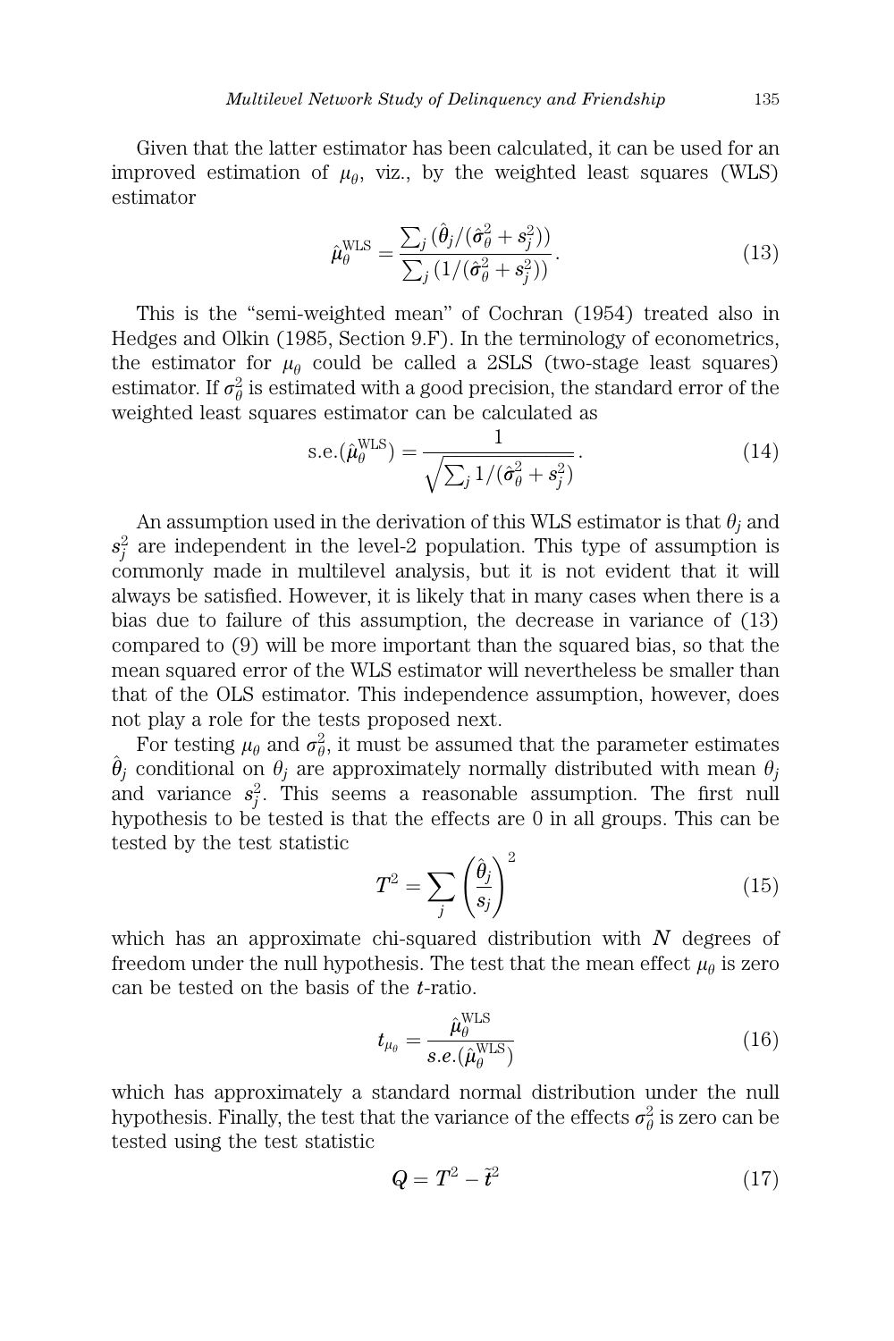Given that the latter estimator has been calculated, it can be used for an improved estimation of $\mu_\theta$, viz., by the weighted least squares (WLS) estimator

$$\hat{\mu}_\theta^{\text{WLS}} = \frac{\sum_j (\hat{\theta}_j/(\hat{\sigma}_\theta^2 + s_j^2))}{\sum_j (1/(\hat{\sigma}_\theta^2 + s_j^2))}. \tag{13}$$

This is the "semi-weighted mean" of Cochran (1954) treated also in Hedges and Olkin (1985, Section 9.F). In the terminology of econometrics, the estimator for $\mu_\theta$ could be called a 2SLS (two-stage least squares) estimator. If $\sigma_\theta^2$ is estimated with a good precision, the standard error of the weighted least squares estimator can be calculated as

$$\text{s.e.}(\hat{\mu}_\theta^{\text{WLS}}) = \frac{1}{\sqrt{\sum_j 1/(\hat{\sigma}_\theta^2 + s_j^2)}}. \tag{14}$$

An assumption used in the derivation of this WLS estimator is that $\theta_j$ and $s_j^2$ are independent in the level-2 population. This type of assumption is commonly made in multilevel analysis, but it is not evident that it will always be satisfied. However, it is likely that in many cases when there is a bias due to failure of this assumption, the decrease in variance of (13) compared to (9) will be more important than the squared bias, so that the mean squared error of the WLS estimator will nevertheless be smaller than that of the OLS estimator. This independence assumption, however, does not play a role for the tests proposed next.

For testing $\mu_\theta$ and $\sigma_\theta^2$, it must be assumed that the parameter estimates $\hat{\theta}_j$ conditional on $\theta_j$ are approximately normally distributed with mean $\theta_j$ and variance $s_j^2$. This seems a reasonable assumption. The first null hypothesis to be tested is that the effects are 0 in all groups. This can be tested by the test statistic

$$T^2 = \sum_j \left(\frac{\hat{\theta}_j}{s_j}\right)^2 \tag{15}$$

which has an approximate chi-squared distribution with $N$ degrees of freedom under the null hypothesis. The test that the mean effect $\mu_\theta$ is zero can be tested on the basis of the $t$-ratio.

$$t_{\mu_\theta} = \frac{\hat{\mu}_\theta^{\text{WLS}}}{s.e.(\hat{\mu}_\theta^{\text{WLS}})} \tag{16}$$

which has approximately a standard normal distribution under the null hypothesis. Finally, the test that the variance of the effects $\sigma_\theta^2$ is zero can be tested using the test statistic

$$Q = T^2 - \tilde{t}^2 \tag{17}$$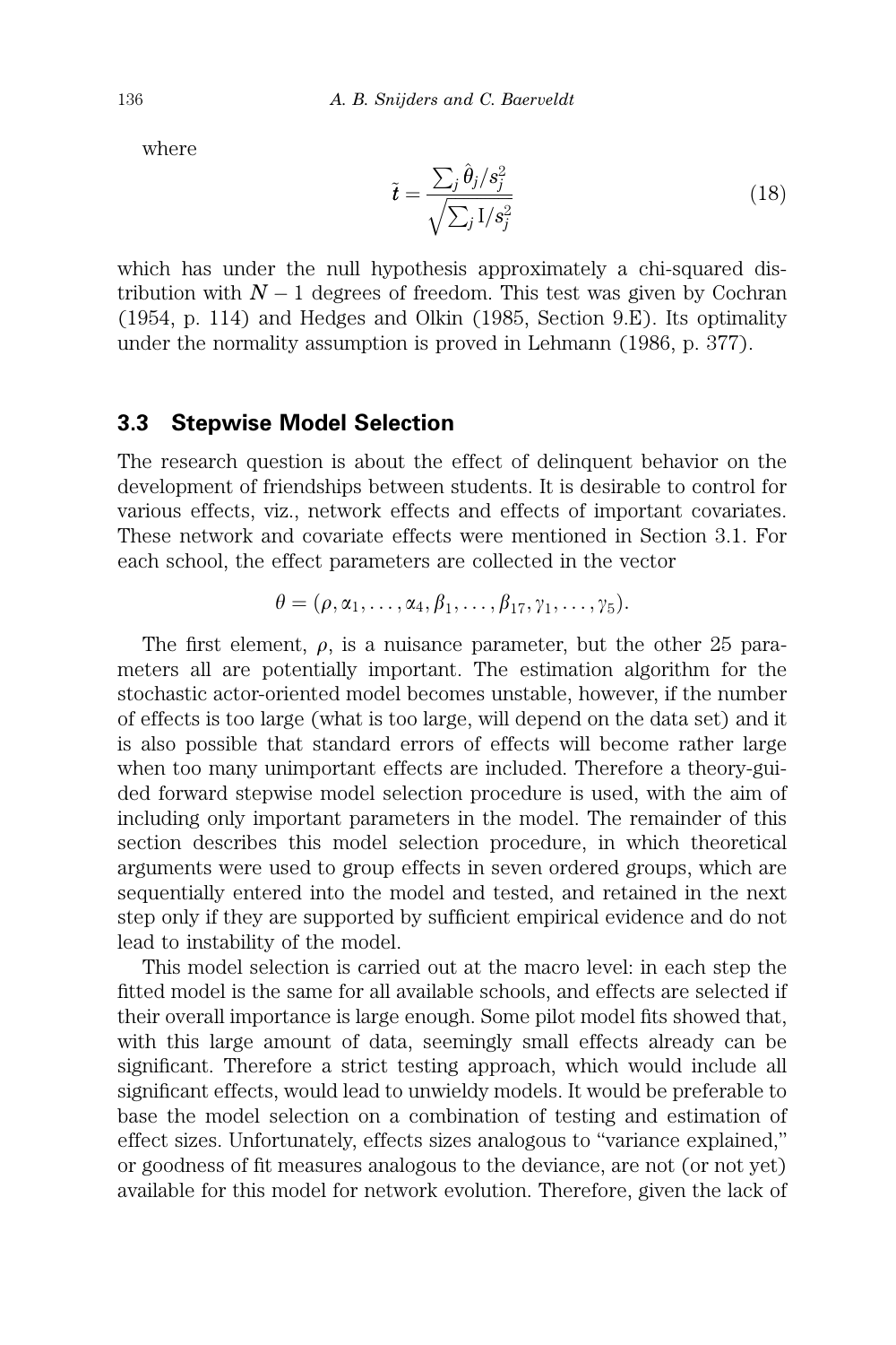where

$$\tilde{t} = \frac{\sum_j \hat{\theta}_j / s_j^2}{\sqrt{\sum_j \mathrm{I}/s_j^2}} \tag{18}$$

which has under the null hypothesis approximately a chi-squared distribution with $N - 1$ degrees of freedom. This test was given by Cochran (1954, p. 114) and Hedges and Olkin (1985, Section 9.E). Its optimality under the normality assumption is proved in Lehmann (1986, p. 377).

### 3.3 Stepwise Model Selection

The research question is about the effect of delinquent behavior on the development of friendships between students. It is desirable to control for various effects, viz., network effects and effects of important covariates. These network and covariate effects were mentioned in Section 3.1. For each school, the effect parameters are collected in the vector

$$\theta = (\rho, \alpha_1, \ldots, \alpha_4, \beta_1, \ldots, \beta_{17}, \gamma_1, \ldots, \gamma_5).$$

The first element, $\rho$, is a nuisance parameter, but the other 25 parameters all are potentially important. The estimation algorithm for the stochastic actor-oriented model becomes unstable, however, if the number of effects is too large (what is too large, will depend on the data set) and it is also possible that standard errors of effects will become rather large when too many unimportant effects are included. Therefore a theory-guided forward stepwise model selection procedure is used, with the aim of including only important parameters in the model. The remainder of this section describes this model selection procedure, in which theoretical arguments were used to group effects in seven ordered groups, which are sequentially entered into the model and tested, and retained in the next step only if they are supported by sufficient empirical evidence and do not lead to instability of the model.

This model selection is carried out at the macro level: in each step the fitted model is the same for all available schools, and effects are selected if their overall importance is large enough. Some pilot model fits showed that, with this large amount of data, seemingly small effects already can be significant. Therefore a strict testing approach, which would include all significant effects, would lead to unwieldy models. It would be preferable to base the model selection on a combination of testing and estimation of effect sizes. Unfortunately, effects sizes analogous to "variance explained," or goodness of fit measures analogous to the deviance, are not (or not yet) available for this model for network evolution. Therefore, given the lack of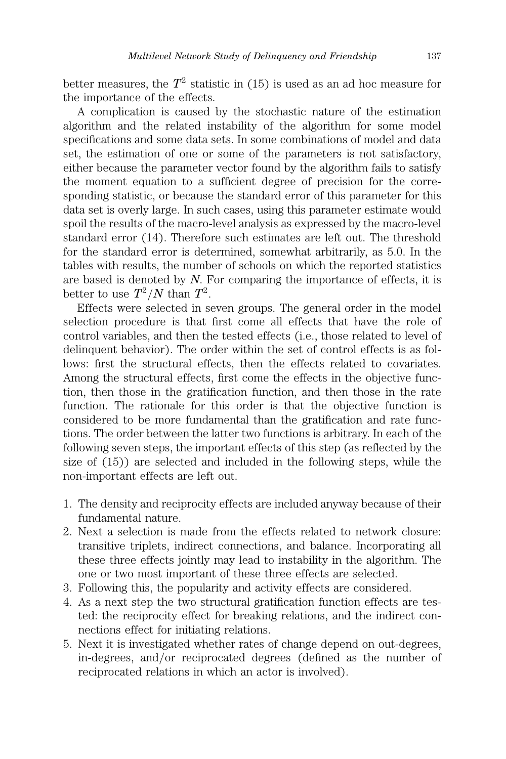better measures, the $T^2$ statistic in (15) is used as an ad hoc measure for the importance of the effects.

A complication is caused by the stochastic nature of the estimation algorithm and the related instability of the algorithm for some model specifications and some data sets. In some combinations of model and data set, the estimation of one or some of the parameters is not satisfactory, either because the parameter vector found by the algorithm fails to satisfy the moment equation to a sufficient degree of precision for the corresponding statistic, or because the standard error of this parameter for this data set is overly large. In such cases, using this parameter estimate would spoil the results of the macro-level analysis as expressed by the macro-level standard error (14). Therefore such estimates are left out. The threshold for the standard error is determined, somewhat arbitrarily, as 5.0. In the tables with results, the number of schools on which the reported statistics are based is denoted by $N$. For comparing the importance of effects, it is better to use $T^2/N$ than $T^2$.

Effects were selected in seven groups. The general order in the model selection procedure is that first come all effects that have the role of control variables, and then the tested effects (i.e., those related to level of delinquent behavior). The order within the set of control effects is as follows: first the structural effects, then the effects related to covariates. Among the structural effects, first come the effects in the objective function, then those in the gratification function, and then those in the rate function. The rationale for this order is that the objective function is considered to be more fundamental than the gratification and rate functions. The order between the latter two functions is arbitrary. In each of the following seven steps, the important effects of this step (as reflected by the size of (15)) are selected and included in the following steps, while the non-important effects are left out.

1. The density and reciprocity effects are included anyway because of their fundamental nature.
2. Next a selection is made from the effects related to network closure: transitive triplets, indirect connections, and balance. Incorporating all these three effects jointly may lead to instability in the algorithm. The one or two most important of these three effects are selected.
3. Following this, the popularity and activity effects are considered.
4. As a next step the two structural gratification function effects are tested: the reciprocity effect for breaking relations, and the indirect connections effect for initiating relations.
5. Next it is investigated whether rates of change depend on out-degrees, in-degrees, and/or reciprocated degrees (defined as the number of reciprocated relations in which an actor is involved).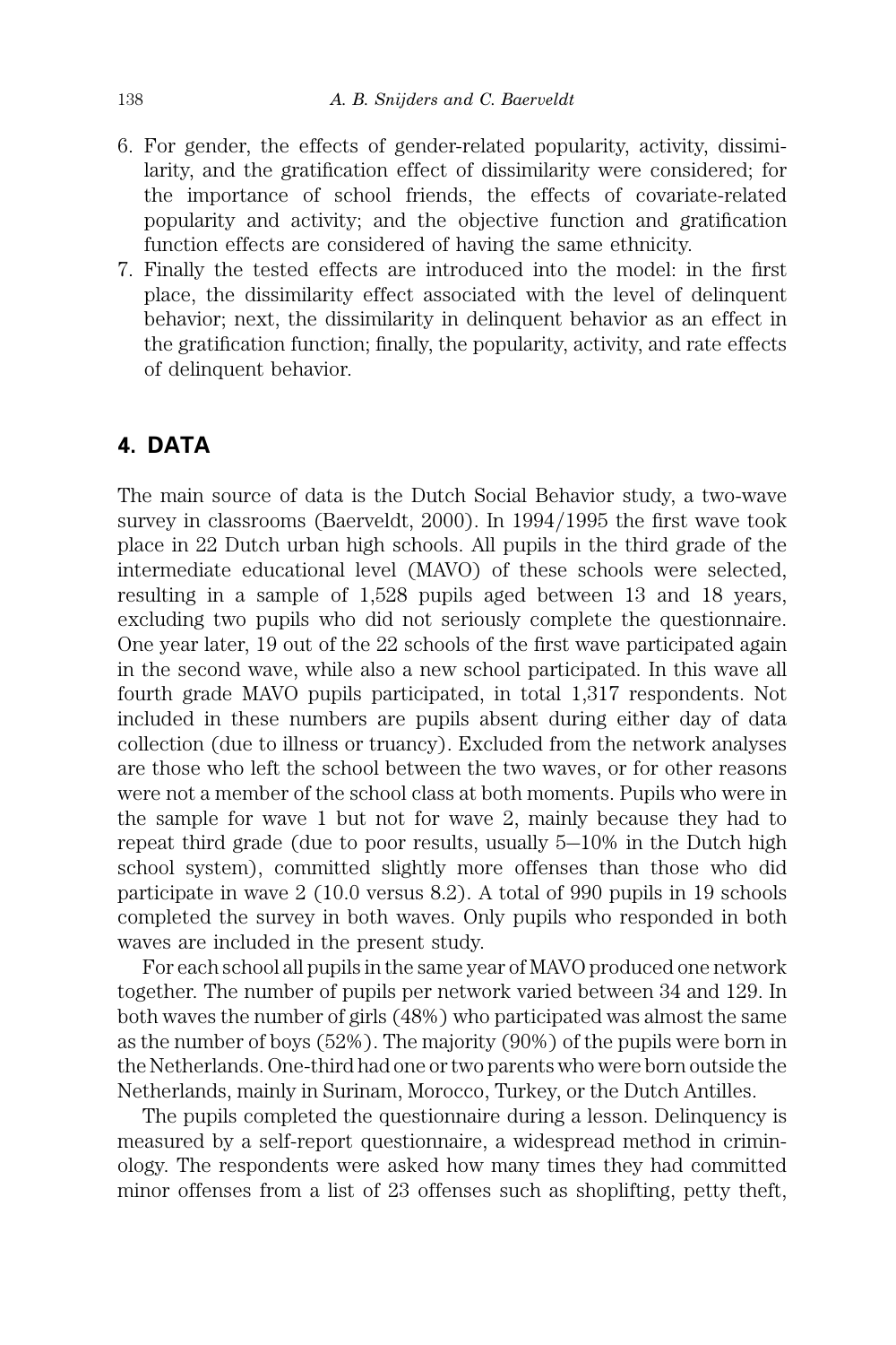6. For gender, the effects of gender-related popularity, activity, dissimilarity, and the gratification effect of dissimilarity were considered; for the importance of school friends, the effects of covariate-related popularity and activity; and the objective function and gratification function effects are considered of having the same ethnicity.
7. Finally the tested effects are introduced into the model: in the first place, the dissimilarity effect associated with the level of delinquent behavior; next, the dissimilarity in delinquent behavior as an effect in the gratification function; finally, the popularity, activity, and rate effects of delinquent behavior.

## 4. DATA

The main source of data is the Dutch Social Behavior study, a two-wave survey in classrooms (Baerveldt, 2000). In 1994/1995 the first wave took place in 22 Dutch urban high schools. All pupils in the third grade of the intermediate educational level (MAVO) of these schools were selected, resulting in a sample of 1,528 pupils aged between 13 and 18 years, excluding two pupils who did not seriously complete the questionnaire. One year later, 19 out of the 22 schools of the first wave participated again in the second wave, while also a new school participated. In this wave all fourth grade MAVO pupils participated, in total 1,317 respondents. Not included in these numbers are pupils absent during either day of data collection (due to illness or truancy). Excluded from the network analyses are those who left the school between the two waves, or for other reasons were not a member of the school class at both moments. Pupils who were in the sample for wave 1 but not for wave 2, mainly because they had to repeat third grade (due to poor results, usually 5–10% in the Dutch high school system), committed slightly more offenses than those who did participate in wave 2 (10.0 versus 8.2). A total of 990 pupils in 19 schools completed the survey in both waves. Only pupils who responded in both waves are included in the present study.

For each school all pupils in the same year of MAVO produced one network together. The number of pupils per network varied between 34 and 129. In both waves the number of girls (48%) who participated was almost the same as the number of boys (52%). The majority (90%) of the pupils were born in the Netherlands. One-third had one or two parents who were born outside the Netherlands, mainly in Surinam, Morocco, Turkey, or the Dutch Antilles.

The pupils completed the questionnaire during a lesson. Delinquency is measured by a self-report questionnaire, a widespread method in criminology. The respondents were asked how many times they had committed minor offenses from a list of 23 offenses such as shoplifting, petty theft,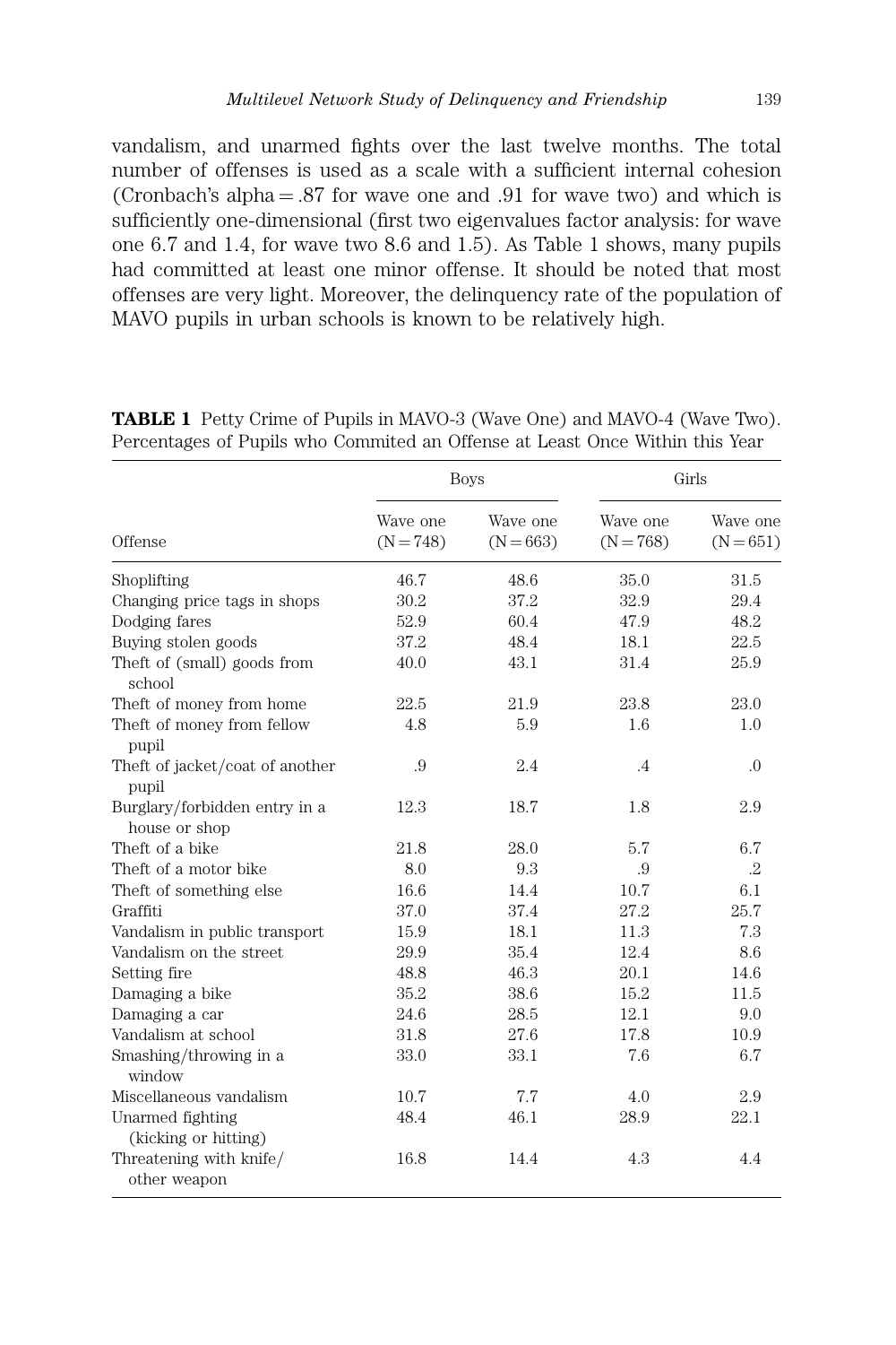vandalism, and unarmed fights over the last twelve months. The total number of offenses is used as a scale with a sufficient internal cohesion (Cronbach's alpha = .87 for wave one and .91 for wave two) and which is sufficiently one-dimensional (first two eigenvalues factor analysis: for wave one 6.7 and 1.4, for wave two 8.6 and 1.5). As Table 1 shows, many pupils had committed at least one minor offense. It should be noted that most offenses are very light. Moreover, the delinquency rate of the population of MAVO pupils in urban schools is known to be relatively high.

**TABLE 1** Petty Crime of Pupils in MAVO-3 (Wave One) and MAVO-4 (Wave Two). Percentages of Pupils who Commited an Offense at Least Once Within this Year

| | Boys | | Girls | |
|---|---|---|---|---|
| Offense | Wave one (N = 748) | Wave one (N = 663) | Wave one (N = 768) | Wave one (N = 651) |
| Shoplifting | 46.7 | 48.6 | 35.0 | 31.5 |
| Changing price tags in shops | 30.2 | 37.2 | 32.9 | 29.4 |
| Dodging fares | 52.9 | 60.4 | 47.9 | 48.2 |
| Buying stolen goods | 37.2 | 48.4 | 18.1 | 22.5 |
| Theft of (small) goods from school | 40.0 | 43.1 | 31.4 | 25.9 |
| Theft of money from home | 22.5 | 21.9 | 23.8 | 23.0 |
| Theft of money from fellow pupil | 4.8 | 5.9 | 1.6 | 1.0 |
| Theft of jacket/coat of another pupil | .9 | 2.4 | .4 | .0 |
| Burglary/forbidden entry in a house or shop | 12.3 | 18.7 | 1.8 | 2.9 |
| Theft of a bike | 21.8 | 28.0 | 5.7 | 6.7 |
| Theft of a motor bike | 8.0 | 9.3 | .9 | .2 |
| Theft of something else | 16.6 | 14.4 | 10.7 | 6.1 |
| Graffiti | 37.0 | 37.4 | 27.2 | 25.7 |
| Vandalism in public transport | 15.9 | 18.1 | 11.3 | 7.3 |
| Vandalism on the street | 29.9 | 35.4 | 12.4 | 8.6 |
| Setting fire | 48.8 | 46.3 | 20.1 | 14.6 |
| Damaging a bike | 35.2 | 38.6 | 15.2 | 11.5 |
| Damaging a car | 24.6 | 28.5 | 12.1 | 9.0 |
| Vandalism at school | 31.8 | 27.6 | 17.8 | 10.9 |
| Smashing/throwing in a window | 33.0 | 33.1 | 7.6 | 6.7 |
| Miscellaneous vandalism | 10.7 | 7.7 | 4.0 | 2.9 |
| Unarmed fighting (kicking or hitting) | 48.4 | 46.1 | 28.9 | 22.1 |
| Threatening with knife/ other weapon | 16.8 | 14.4 | 4.3 | 4.4 |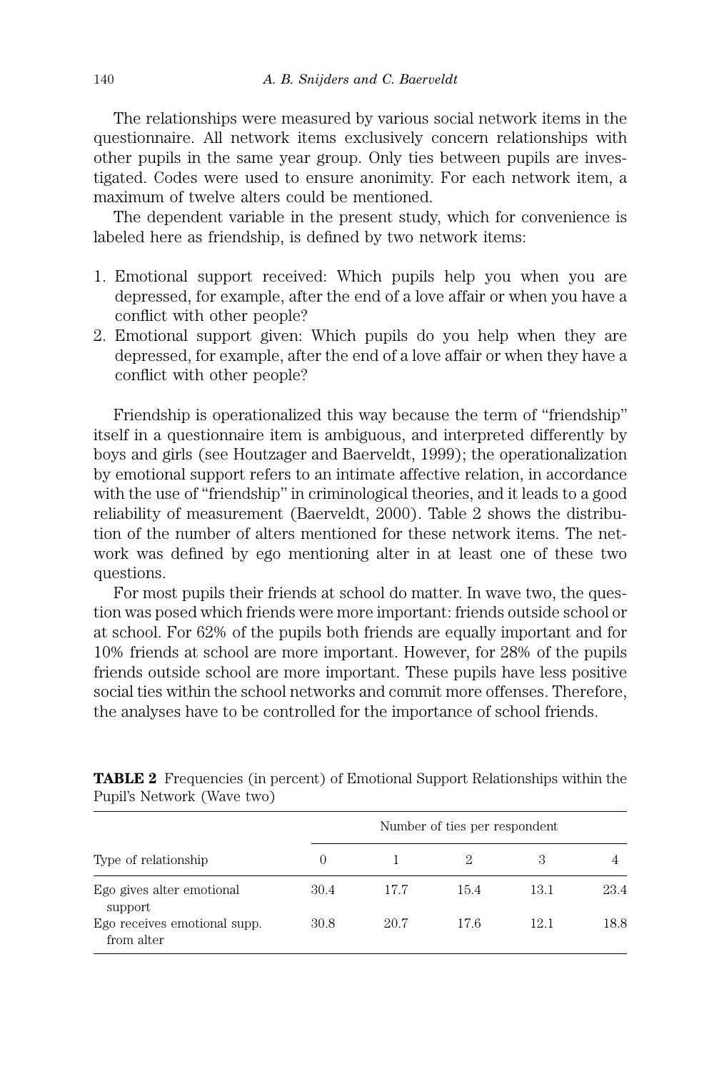The relationships were measured by various social network items in the questionnaire. All network items exclusively concern relationships with other pupils in the same year group. Only ties between pupils are investigated. Codes were used to ensure anonimity. For each network item, a maximum of twelve alters could be mentioned.

The dependent variable in the present study, which for convenience is labeled here as friendship, is defined by two network items:

1. Emotional support received: Which pupils help you when you are depressed, for example, after the end of a love affair or when you have a conflict with other people?
2. Emotional support given: Which pupils do you help when they are depressed, for example, after the end of a love affair or when they have a conflict with other people?

Friendship is operationalized this way because the term of "friendship" itself in a questionnaire item is ambiguous, and interpreted differently by boys and girls (see Houtzager and Baerveldt, 1999); the operationalization by emotional support refers to an intimate affective relation, in accordance with the use of "friendship" in criminological theories, and it leads to a good reliability of measurement (Baerveldt, 2000). Table 2 shows the distribution of the number of alters mentioned for these network items. The network was defined by ego mentioning alter in at least one of these two questions.

For most pupils their friends at school do matter. In wave two, the question was posed which friends were more important: friends outside school or at school. For 62% of the pupils both friends are equally important and for 10% friends at school are more important. However, for 28% of the pupils friends outside school are more important. These pupils have less positive social ties within the school networks and commit more offenses. Therefore, the analyses have to be controlled for the importance of school friends.

**TABLE 2** Frequencies (in percent) of Emotional Support Relationships within the Pupil's Network (Wave two)

| | Number of ties per respondent | | | | |
|---|---|---|---|---|---|
| Type of relationship | 0 | 1 | 2 | 3 | 4 |
| Ego gives alter emotional support | 30.4 | 17.7 | 15.4 | 13.1 | 23.4 |
| Ego receives emotional supp. from alter | 30.8 | 20.7 | 17.6 | 12.1 | 18.8 |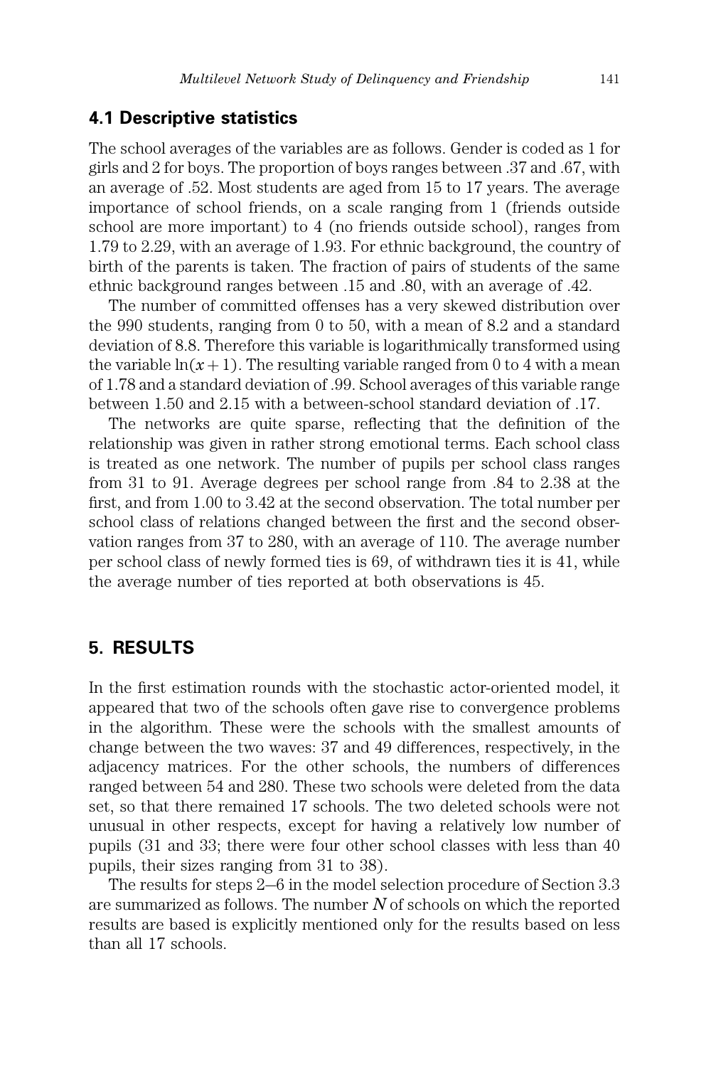### 4.1 Descriptive statistics

The school averages of the variables are as follows. Gender is coded as 1 for girls and 2 for boys. The proportion of boys ranges between .37 and .67, with an average of .52. Most students are aged from 15 to 17 years. The average importance of school friends, on a scale ranging from 1 (friends outside school are more important) to 4 (no friends outside school), ranges from 1.79 to 2.29, with an average of 1.93. For ethnic background, the country of birth of the parents is taken. The fraction of pairs of students of the same ethnic background ranges between .15 and .80, with an average of .42.

The number of committed offenses has a very skewed distribution over the 990 students, ranging from 0 to 50, with a mean of 8.2 and a standard deviation of 8.8. Therefore this variable is logarithmically transformed using the variable $\ln(x+1)$. The resulting variable ranged from 0 to 4 with a mean of 1.78 and a standard deviation of .99. School averages of this variable range between 1.50 and 2.15 with a between-school standard deviation of .17.

The networks are quite sparse, reflecting that the definition of the relationship was given in rather strong emotional terms. Each school class is treated as one network. The number of pupils per school class ranges from 31 to 91. Average degrees per school range from .84 to 2.38 at the first, and from 1.00 to 3.42 at the second observation. The total number per school class of relations changed between the first and the second observation ranges from 37 to 280, with an average of 110. The average number per school class of newly formed ties is 69, of withdrawn ties it is 41, while the average number of ties reported at both observations is 45.

## 5. RESULTS

In the first estimation rounds with the stochastic actor-oriented model, it appeared that two of the schools often gave rise to convergence problems in the algorithm. These were the schools with the smallest amounts of change between the two waves: 37 and 49 differences, respectively, in the adjacency matrices. For the other schools, the numbers of differences ranged between 54 and 280. These two schools were deleted from the data set, so that there remained 17 schools. The two deleted schools were not unusual in other respects, except for having a relatively low number of pupils (31 and 33; there were four other school classes with less than 40 pupils, their sizes ranging from 31 to 38).

The results for steps 2–6 in the model selection procedure of Section 3.3 are summarized as follows. The number $N$ of schools on which the reported results are based is explicitly mentioned only for the results based on less than all 17 schools.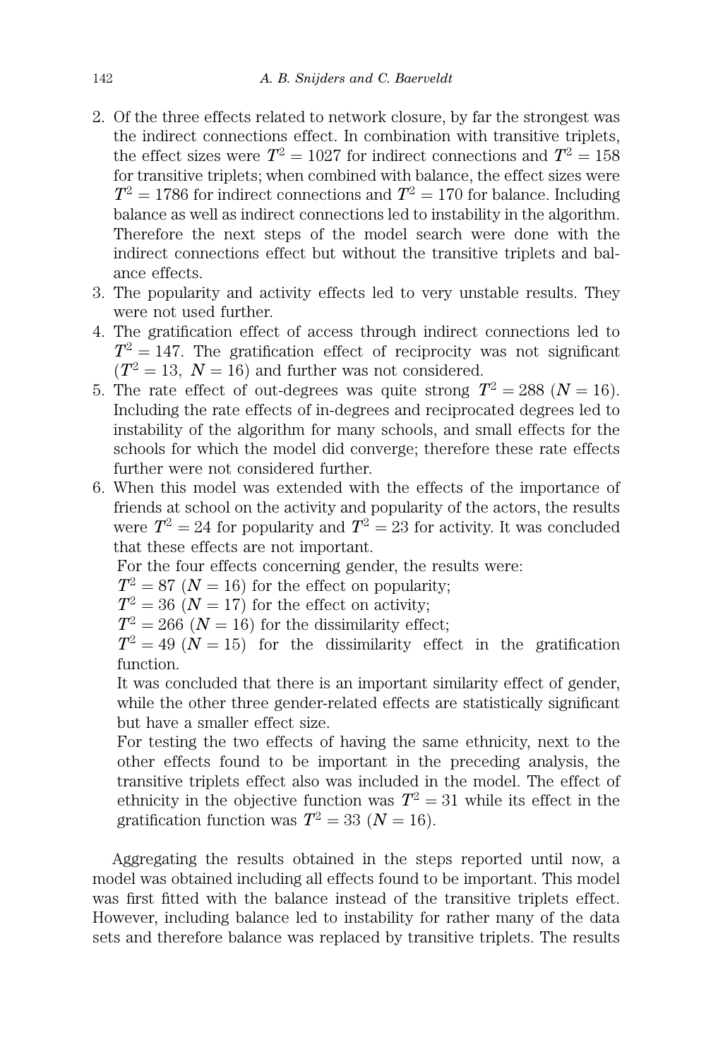2. Of the three effects related to network closure, by far the strongest was the indirect connections effect. In combination with transitive triplets, the effect sizes were $T^2 = 1027$ for indirect connections and $T^2 = 158$ for transitive triplets; when combined with balance, the effect sizes were $T^2 = 1786$ for indirect connections and $T^2 = 170$ for balance. Including balance as well as indirect connections led to instability in the algorithm. Therefore the next steps of the model search were done with the indirect connections effect but without the transitive triplets and balance effects.
3. The popularity and activity effects led to very unstable results. They were not used further.
4. The gratification effect of access through indirect connections led to $T^2 = 147$. The gratification effect of reciprocity was not significant ($T^2 = 13,\ N = 16$) and further was not considered.
5. The rate effect of out-degrees was quite strong $T^2 = 288$ ($N = 16$). Including the rate effects of in-degrees and reciprocated degrees led to instability of the algorithm for many schools, and small effects for the schools for which the model did converge; therefore these rate effects further were not considered further.
6. When this model was extended with the effects of the importance of friends at school on the activity and popularity of the actors, the results were $T^2 = 24$ for popularity and $T^2 = 23$ for activity. It was concluded that these effects are not important.

   For the four effects concerning gender, the results were:

   $T^2 = 87$ ($N = 16$) for the effect on popularity;

   $T^2 = 36$ ($N = 17$) for the effect on activity;

   $T^2 = 266$ ($N = 16$) for the dissimilarity effect;

   $T^2 = 49$ ($N = 15$) for the dissimilarity effect in the gratification function.

   It was concluded that there is an important similarity effect of gender, while the other three gender-related effects are statistically significant but have a smaller effect size.

   For testing the two effects of having the same ethnicity, next to the other effects found to be important in the preceding analysis, the transitive triplets effect also was included in the model. The effect of ethnicity in the objective function was $T^2 = 31$ while its effect in the gratification function was $T^2 = 33$ ($N = 16$).

Aggregating the results obtained in the steps reported until now, a model was obtained including all effects found to be important. This model was first fitted with the balance instead of the transitive triplets effect. However, including balance led to instability for rather many of the data sets and therefore balance was replaced by transitive triplets. The results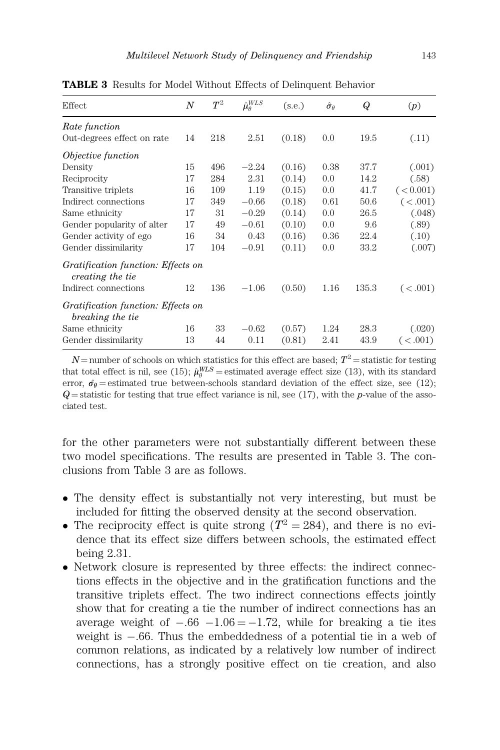**TABLE 3** Results for Model Without Effects of Delinquent Behavior

| Effect | $N$ | $T^2$ | $\hat{\mu}_\theta^{WLS}$ | (s.e.) | $\hat{\sigma}_\theta$ | $Q$ | $(p)$ |
|---|---|---|---|---|---|---|---|
| *Rate function* | | | | | | | |
| Out-degrees effect on rate | 14 | 218 | 2.51 | (0.18) | 0.0 | 19.5 | (.11) |
| *Objective function* | | | | | | | |
| Density | 15 | 496 | −2.24 | (0.16) | 0.38 | 37.7 | (.001) |
| Reciprocity | 17 | 284 | 2.31 | (0.14) | 0.0 | 14.2 | (.58) |
| Transitive triplets | 16 | 109 | 1.19 | (0.15) | 0.0 | 41.7 | (< 0.001) |
| Indirect connections | 17 | 349 | −0.66 | (0.18) | 0.61 | 50.6 | (< .001) |
| Same ethnicity | 17 | 31 | −0.29 | (0.14) | 0.0 | 26.5 | (.048) |
| Gender popularity of alter | 17 | 49 | −0.61 | (0.10) | 0.0 | 9.6 | (.89) |
| Gender activity of ego | 16 | 34 | 0.43 | (0.16) | 0.36 | 22.4 | (.10) |
| Gender dissimilarity | 17 | 104 | −0.91 | (0.11) | 0.0 | 33.2 | (.007) |
| *Gratification function: Effects on creating the tie* | | | | | | | |
| Indirect connections | 12 | 136 | −1.06 | (0.50) | 1.16 | 135.3 | (< .001) |
| *Gratification function: Effects on breaking the tie* | | | | | | | |
| Same ethnicity | 16 | 33 | −0.62 | (0.57) | 1.24 | 28.3 | (.020) |
| Gender dissimilarity | 13 | 44 | 0.11 | (0.81) | 2.41 | 43.9 | (< .001) |

$N$ = number of schools on which statistics for this effect are based; $T^2$ = statistic for testing that total effect is nil, see (15); $\hat{\mu}_\theta^{WLS}$ = estimated average effect size (13), with its standard error, $\hat{\sigma}_\theta$ = estimated true between-schools standard deviation of the effect size, see (12); $Q$ = statistic for testing that true effect variance is nil, see (17), with the $p$-value of the associated test.

for the other parameters were not substantially different between these two model specifications. The results are presented in Table 3. The conclusions from Table 3 are as follows.

- The density effect is substantially not very interesting, but must be included for fitting the observed density at the second observation.
- The reciprocity effect is quite strong ($T^2 = 284$), and there is no evidence that its effect size differs between schools, the estimated effect being 2.31.
- Network closure is represented by three effects: the indirect connections effects in the objective and in the gratification functions and the transitive triplets effect. The two indirect connections effects jointly show that for creating a tie the number of indirect connections has an average weight of $-.66\ -1.06 = -1.72$, while for breaking a tie ites weight is $-.66$. Thus the embeddedness of a potential tie in a web of common relations, as indicated by a relatively low number of indirect connections, has a strongly positive effect on tie creation, and also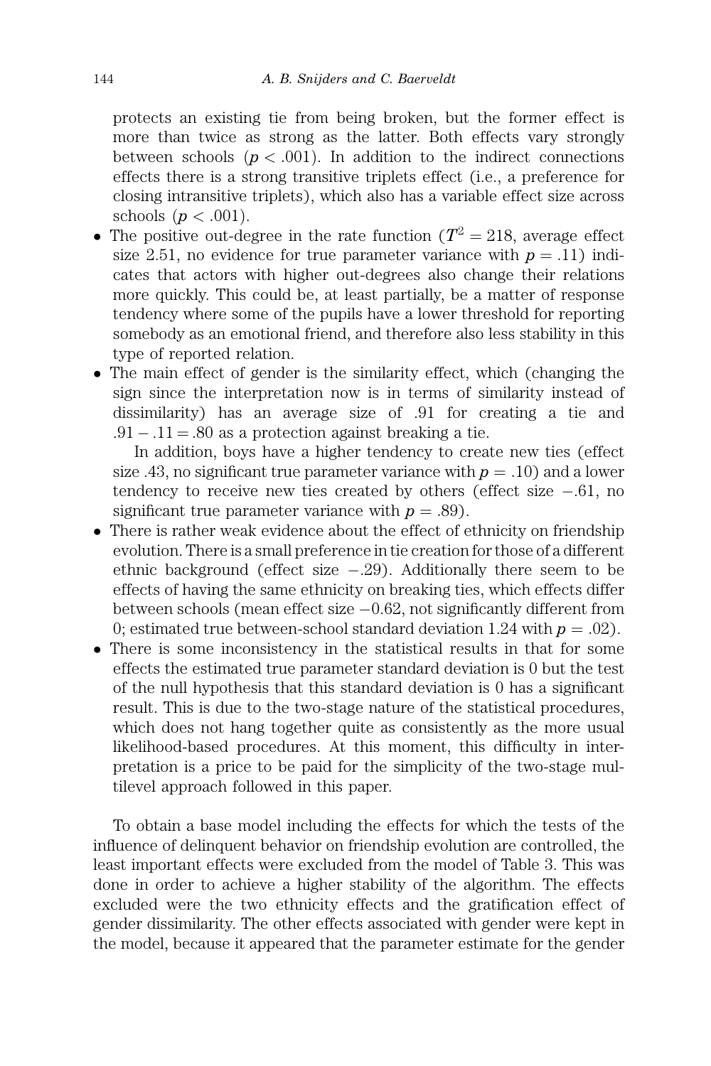protects an existing tie from being broken, but the former effect is more than twice as strong as the latter. Both effects vary strongly between schools ($p < .001$). In addition to the indirect connections effects there is a strong transitive triplets effect (i.e., a preference for closing intransitive triplets), which also has a variable effect size across schools ($p < .001$).

- The positive out-degree in the rate function ($T^2 = 218$, average effect size 2.51, no evidence for true parameter variance with $p = .11$) indicates that actors with higher out-degrees also change their relations more quickly. This could be, at least partially, be a matter of response tendency where some of the pupils have a lower threshold for reporting somebody as an emotional friend, and therefore also less stability in this type of reported relation.
- The main effect of gender is the similarity effect, which (changing the sign since the interpretation now is in terms of similarity instead of dissimilarity) has an average size of .91 for creating a tie and $.91 - .11 = .80$ as a protection against breaking a tie.

  In addition, boys have a higher tendency to create new ties (effect size .43, no significant true parameter variance with $p = .10$) and a lower tendency to receive new ties created by others (effect size $-.61$, no significant true parameter variance with $p = .89$).
- There is rather weak evidence about the effect of ethnicity on friendship evolution. There is a small preference in tie creation for those of a different ethnic background (effect size $-.29$). Additionally there seem to be effects of having the same ethnicity on breaking ties, which effects differ between schools (mean effect size $-0.62$, not significantly different from 0; estimated true between-school standard deviation 1.24 with $p = .02$).
- There is some inconsistency in the statistical results in that for some effects the estimated true parameter standard deviation is 0 but the test of the null hypothesis that this standard deviation is 0 has a significant result. This is due to the two-stage nature of the statistical procedures, which does not hang together quite as consistently as the more usual likelihood-based procedures. At this moment, this difficulty in interpretation is a price to be paid for the simplicity of the two-stage multilevel approach followed in this paper.

To obtain a base model including the effects for which the tests of the influence of delinquent behavior on friendship evolution are controlled, the least important effects were excluded from the model of Table 3. This was done in order to achieve a higher stability of the algorithm. The effects excluded were the two ethnicity effects and the gratification effect of gender dissimilarity. The other effects associated with gender were kept in the model, because it appeared that the parameter estimate for the gender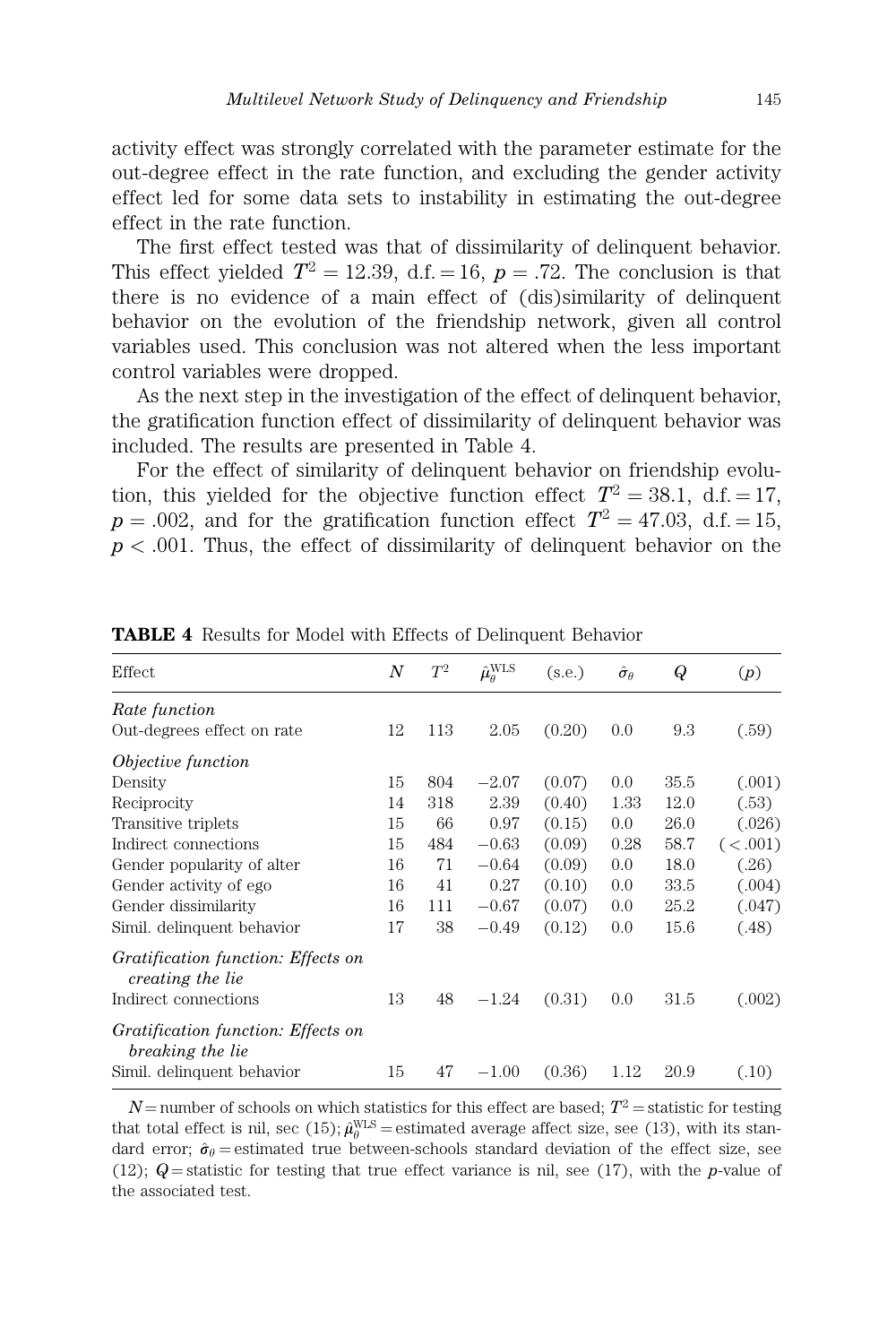activity effect was strongly correlated with the parameter estimate for the out-degree effect in the rate function, and excluding the gender activity effect led for some data sets to instability in estimating the out-degree effect in the rate function.

The first effect tested was that of dissimilarity of delinquent behavior. This effect yielded $T^2 = 12.39$, d.f. = 16, $p = .72$. The conclusion is that there is no evidence of a main effect of (dis)similarity of delinquent behavior on the evolution of the friendship network, given all control variables used. This conclusion was not altered when the less important control variables were dropped.

As the next step in the investigation of the effect of delinquent behavior, the gratification function effect of dissimilarity of delinquent behavior was included. The results are presented in Table 4.

For the effect of similarity of delinquent behavior on friendship evolution, this yielded for the objective function effect $T^2 = 38.1$, d.f. = 17, $p = .002$, and for the gratification function effect $T^2 = 47.03$, d.f. = 15, $p < .001$. Thus, the effect of dissimilarity of delinquent behavior on the

**TABLE 4** Results for Model with Effects of Delinquent Behavior

| Effect | $N$ | $T^2$ | $\hat{\mu}_\theta^{\text{WLS}}$ | (s.e.) | $\hat{\sigma}_\theta$ | $Q$ | ($p$) |
|---|---|---|---|---|---|---|---|
| *Rate function* | | | | | | | |
| Out-degrees effect on rate | 12 | 113 | 2.05 | (0.20) | 0.0 | 9.3 | (.59) |
| *Objective function* | | | | | | | |
| Density | 15 | 804 | −2.07 | (0.07) | 0.0 | 35.5 | (.001) |
| Reciprocity | 14 | 318 | 2.39 | (0.40) | 1.33 | 12.0 | (.53) |
| Transitive triplets | 15 | 66 | 0.97 | (0.15) | 0.0 | 26.0 | (.026) |
| Indirect connections | 15 | 484 | −0.63 | (0.09) | 0.28 | 58.7 | (< .001) |
| Gender popularity of alter | 16 | 71 | −0.64 | (0.09) | 0.0 | 18.0 | (.26) |
| Gender activity of ego | 16 | 41 | 0.27 | (0.10) | 0.0 | 33.5 | (.004) |
| Gender dissimilarity | 16 | 111 | −0.67 | (0.07) | 0.0 | 25.2 | (.047) |
| Simil. delinquent behavior | 17 | 38 | −0.49 | (0.12) | 0.0 | 15.6 | (.48) |
| *Gratification function: Effects on creating the lie* | | | | | | | |
| Indirect connections | 13 | 48 | −1.24 | (0.31) | 0.0 | 31.5 | (.002) |
| *Gratification function: Effects on breaking the lie* | | | | | | | |
| Simil. delinquent behavior | 15 | 47 | −1.00 | (0.36) | 1.12 | 20.9 | (.10) |

$N$ = number of schools on which statistics for this effect are based; $T^2$ = statistic for testing that total effect is nil, sec (15); $\hat{\mu}_\theta^{\text{WLS}}$ = estimated average affect size, see (13), with its standard error; $\hat{\sigma}_\theta$ = estimated true between-schools standard deviation of the effect size, see (12); $Q$ = statistic for testing that true effect variance is nil, see (17), with the $p$-value of the associated test.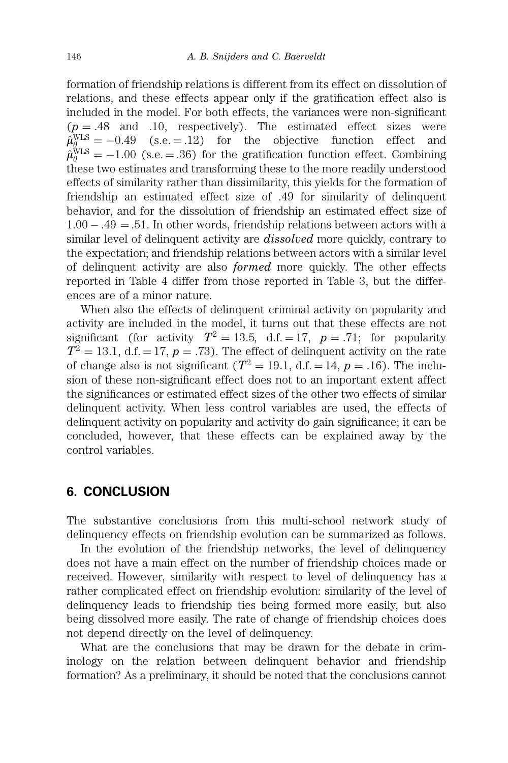formation of friendship relations is different from its effect on dissolution of relations, and these effects appear only if the gratification effect also is included in the model. For both effects, the variances were non-significant ($p = .48$ and $.10$, respectively). The estimated effect sizes were $\hat{\mu}_{\theta}^{\mathrm{WLS}} = -0.49$ (s.e. = .12) for the objective function effect and $\hat{\mu}_{\theta}^{\mathrm{WLS}} = -1.00$ (s.e. = .36) for the gratification function effect. Combining these two estimates and transforming these to the more readily understood effects of similarity rather than dissimilarity, this yields for the formation of friendship an estimated effect size of .49 for similarity of delinquent behavior, and for the dissolution of friendship an estimated effect size of $1.00 - .49 = .51$. In other words, friendship relations between actors with a similar level of delinquent activity are ***dissolved*** more quickly, contrary to the expectation; and friendship relations between actors with a similar level of delinquent activity are also ***formed*** more quickly. The other effects reported in Table 4 differ from those reported in Table 3, but the differences are of a minor nature.

When also the effects of delinquent criminal activity on popularity and activity are included in the model, it turns out that these effects are not significant (for activity $T^2 = 13.5$, d.f. = 17, $p = .71$; for popularity $T^2 = 13.1$, d.f. = 17, $p = .73$). The effect of delinquent activity on the rate of change also is not significant ($T^2 = 19.1$, d.f. = 14, $p = .16$). The inclusion of these non-significant effect does not to an important extent affect the significances or estimated effect sizes of the other two effects of similar delinquent activity. When less control variables are used, the effects of delinquent activity on popularity and activity do gain significance; it can be concluded, however, that these effects can be explained away by the control variables.

## 6. CONCLUSION

The substantive conclusions from this multi-school network study of delinquency effects on friendship evolution can be summarized as follows.

In the evolution of the friendship networks, the level of delinquency does not have a main effect on the number of friendship choices made or received. However, similarity with respect to level of delinquency has a rather complicated effect on friendship evolution: similarity of the level of delinquency leads to friendship ties being formed more easily, but also being dissolved more easily. The rate of change of friendship choices does not depend directly on the level of delinquency.

What are the conclusions that may be drawn for the debate in criminology on the relation between delinquent behavior and friendship formation? As a preliminary, it should be noted that the conclusions cannot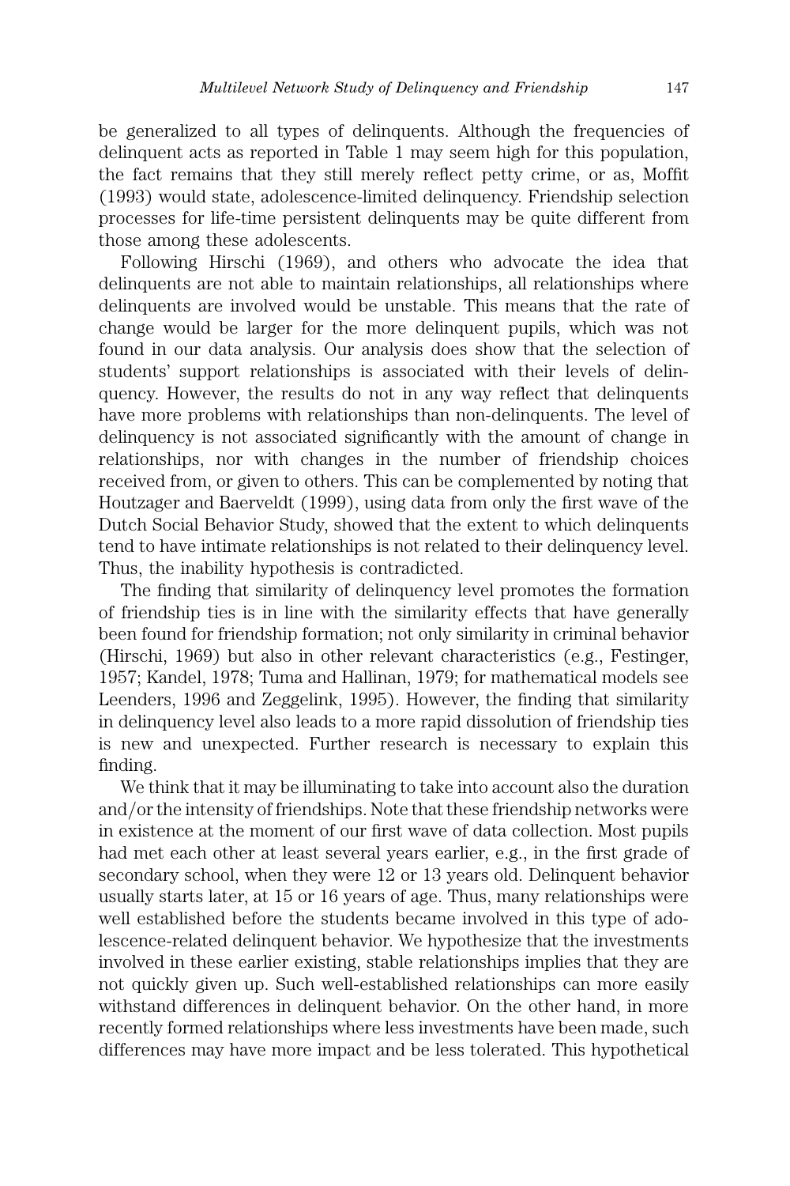be generalized to all types of delinquents. Although the frequencies of delinquent acts as reported in Table 1 may seem high for this population, the fact remains that they still merely reflect petty crime, or as, Moffit (1993) would state, adolescence-limited delinquency. Friendship selection processes for life-time persistent delinquents may be quite different from those among these adolescents.

Following Hirschi (1969), and others who advocate the idea that delinquents are not able to maintain relationships, all relationships where delinquents are involved would be unstable. This means that the rate of change would be larger for the more delinquent pupils, which was not found in our data analysis. Our analysis does show that the selection of students' support relationships is associated with their levels of delinquency. However, the results do not in any way reflect that delinquents have more problems with relationships than non-delinquents. The level of delinquency is not associated significantly with the amount of change in relationships, nor with changes in the number of friendship choices received from, or given to others. This can be complemented by noting that Houtzager and Baerveldt (1999), using data from only the first wave of the Dutch Social Behavior Study, showed that the extent to which delinquents tend to have intimate relationships is not related to their delinquency level. Thus, the inability hypothesis is contradicted.

The finding that similarity of delinquency level promotes the formation of friendship ties is in line with the similarity effects that have generally been found for friendship formation; not only similarity in criminal behavior (Hirschi, 1969) but also in other relevant characteristics (e.g., Festinger, 1957; Kandel, 1978; Tuma and Hallinan, 1979; for mathematical models see Leenders, 1996 and Zeggelink, 1995). However, the finding that similarity in delinquency level also leads to a more rapid dissolution of friendship ties is new and unexpected. Further research is necessary to explain this finding.

We think that it may be illuminating to take into account also the duration and/or the intensity of friendships. Note that these friendship networks were in existence at the moment of our first wave of data collection. Most pupils had met each other at least several years earlier, e.g., in the first grade of secondary school, when they were 12 or 13 years old. Delinquent behavior usually starts later, at 15 or 16 years of age. Thus, many relationships were well established before the students became involved in this type of adolescence-related delinquent behavior. We hypothesize that the investments involved in these earlier existing, stable relationships implies that they are not quickly given up. Such well-established relationships can more easily withstand differences in delinquent behavior. On the other hand, in more recently formed relationships where less investments have been made, such differences may have more impact and be less tolerated. This hypothetical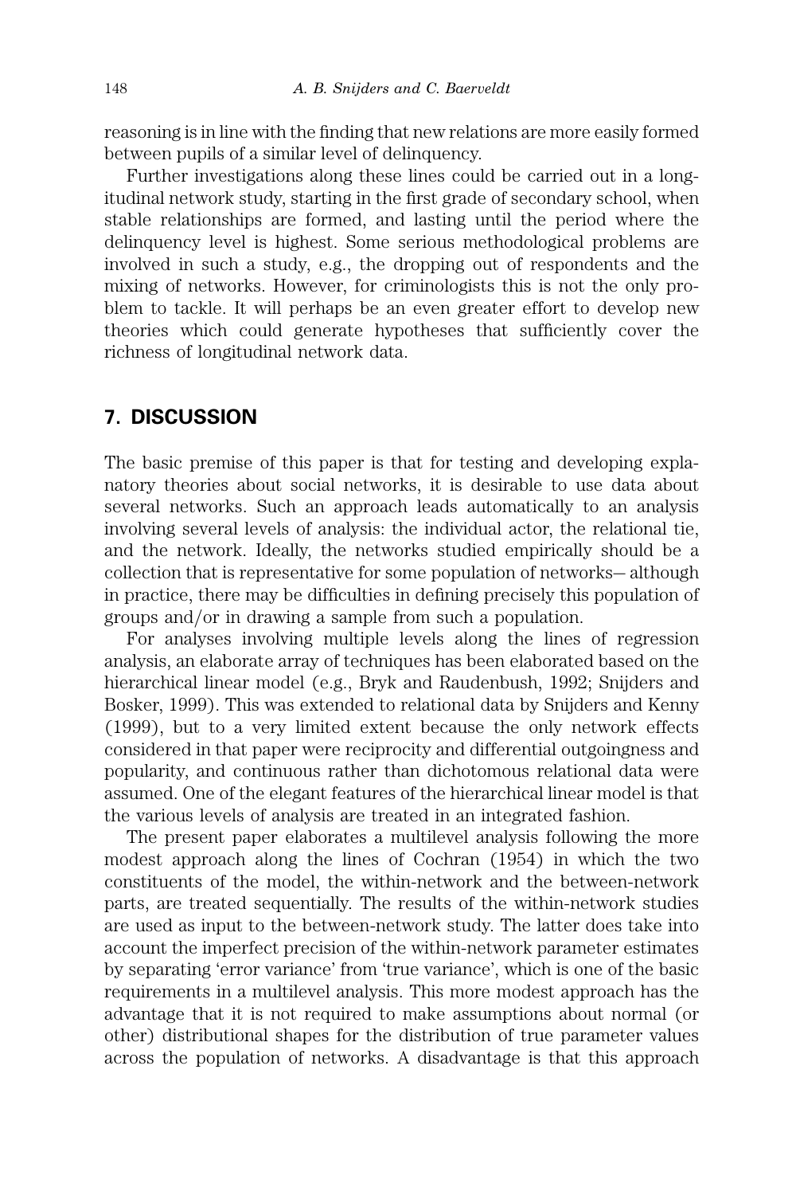reasoning is in line with the finding that new relations are more easily formed between pupils of a similar level of delinquency.

Further investigations along these lines could be carried out in a longitudinal network study, starting in the first grade of secondary school, when stable relationships are formed, and lasting until the period where the delinquency level is highest. Some serious methodological problems are involved in such a study, e.g., the dropping out of respondents and the mixing of networks. However, for criminologists this is not the only problem to tackle. It will perhaps be an even greater effort to develop new theories which could generate hypotheses that sufficiently cover the richness of longitudinal network data.

## 7. DISCUSSION

The basic premise of this paper is that for testing and developing explanatory theories about social networks, it is desirable to use data about several networks. Such an approach leads automatically to an analysis involving several levels of analysis: the individual actor, the relational tie, and the network. Ideally, the networks studied empirically should be a collection that is representative for some population of networks— although in practice, there may be difficulties in defining precisely this population of groups and/or in drawing a sample from such a population.

For analyses involving multiple levels along the lines of regression analysis, an elaborate array of techniques has been elaborated based on the hierarchical linear model (e.g., Bryk and Raudenbush, 1992; Snijders and Bosker, 1999). This was extended to relational data by Snijders and Kenny (1999), but to a very limited extent because the only network effects considered in that paper were reciprocity and differential outgoingness and popularity, and continuous rather than dichotomous relational data were assumed. One of the elegant features of the hierarchical linear model is that the various levels of analysis are treated in an integrated fashion.

The present paper elaborates a multilevel analysis following the more modest approach along the lines of Cochran (1954) in which the two constituents of the model, the within-network and the between-network parts, are treated sequentially. The results of the within-network studies are used as input to the between-network study. The latter does take into account the imperfect precision of the within-network parameter estimates by separating 'error variance' from 'true variance', which is one of the basic requirements in a multilevel analysis. This more modest approach has the advantage that it is not required to make assumptions about normal (or other) distributional shapes for the distribution of true parameter values across the population of networks. A disadvantage is that this approach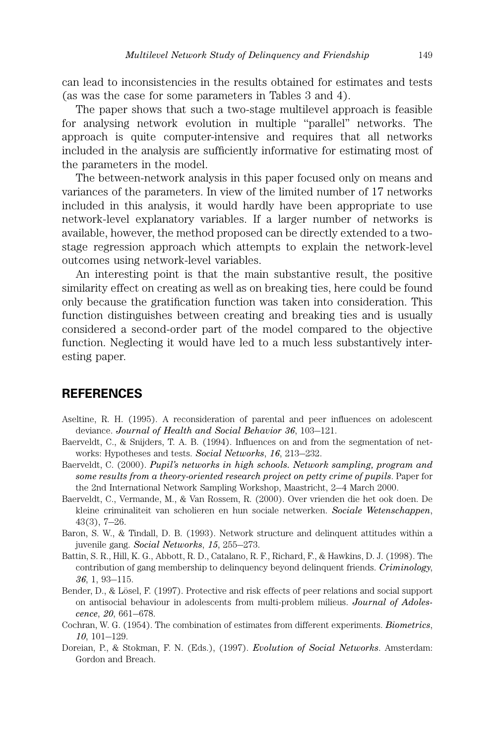can lead to inconsistencies in the results obtained for estimates and tests (as was the case for some parameters in Tables 3 and 4).

The paper shows that such a two-stage multilevel approach is feasible for analysing network evolution in multiple "parallel" networks. The approach is quite computer-intensive and requires that all networks included in the analysis are sufficiently informative for estimating most of the parameters in the model.

The between-network analysis in this paper focused only on means and variances of the parameters. In view of the limited number of 17 networks included in this analysis, it would hardly have been appropriate to use network-level explanatory variables. If a larger number of networks is available, however, the method proposed can be directly extended to a two-stage regression approach which attempts to explain the network-level outcomes using network-level variables.

An interesting point is that the main substantive result, the positive similarity effect on creating as well as on breaking ties, here could be found only because the gratification function was taken into consideration. This function distinguishes between creating and breaking ties and is usually considered a second-order part of the model compared to the objective function. Neglecting it would have led to a much less substantively interesting paper.

## REFERENCES

Aseltine, R. H. (1995). A reconsideration of parental and peer influences on adolescent deviance. *Journal of Health and Social Behavior 36*, 103–121.

Baerveldt, C., & Snijders, T. A. B. (1994). Influences on and from the segmentation of networks: Hypotheses and tests. *Social Networks*, *16*, 213–232.

Baerveldt, C. (2000). *Pupil's networks in high schools. Network sampling, program and some results from a theory-oriented research project on petty crime of pupils*. Paper for the 2nd International Network Sampling Workshop, Maastricht, 2–4 March 2000.

Baerveldt, C., Vermande, M., & Van Rossem, R. (2000). Over vrienden die het ook doen. De kleine criminaliteit van scholieren en hun sociale netwerken. *Sociale Wetenschappen*, 43(3), 7–26.

Baron, S. W., & Tindall, D. B. (1993). Network structure and delinquent attitudes within a juvenile gang. *Social Networks*, *15*, 255–273.

Battin, S. R., Hill, K. G., Abbott, R. D., Catalano, R. F., Richard, F., & Hawkins, D. J. (1998). The contribution of gang membership to delinquency beyond delinquent friends. *Criminology*, *36*, 1, 93–115.

Bender, D., & Lösel, F. (1997). Protective and risk effects of peer relations and social support on antisocial behaviour in adolescents from multi-problem milieus. *Journal of Adolescence*, *20*, 661–678.

Cochran, W. G. (1954). The combination of estimates from different experiments. *Biometrics*, *10*, 101–129.

Doreian, P., & Stokman, F. N. (Eds.), (1997). *Evolution of Social Networks*. Amsterdam: Gordon and Breach.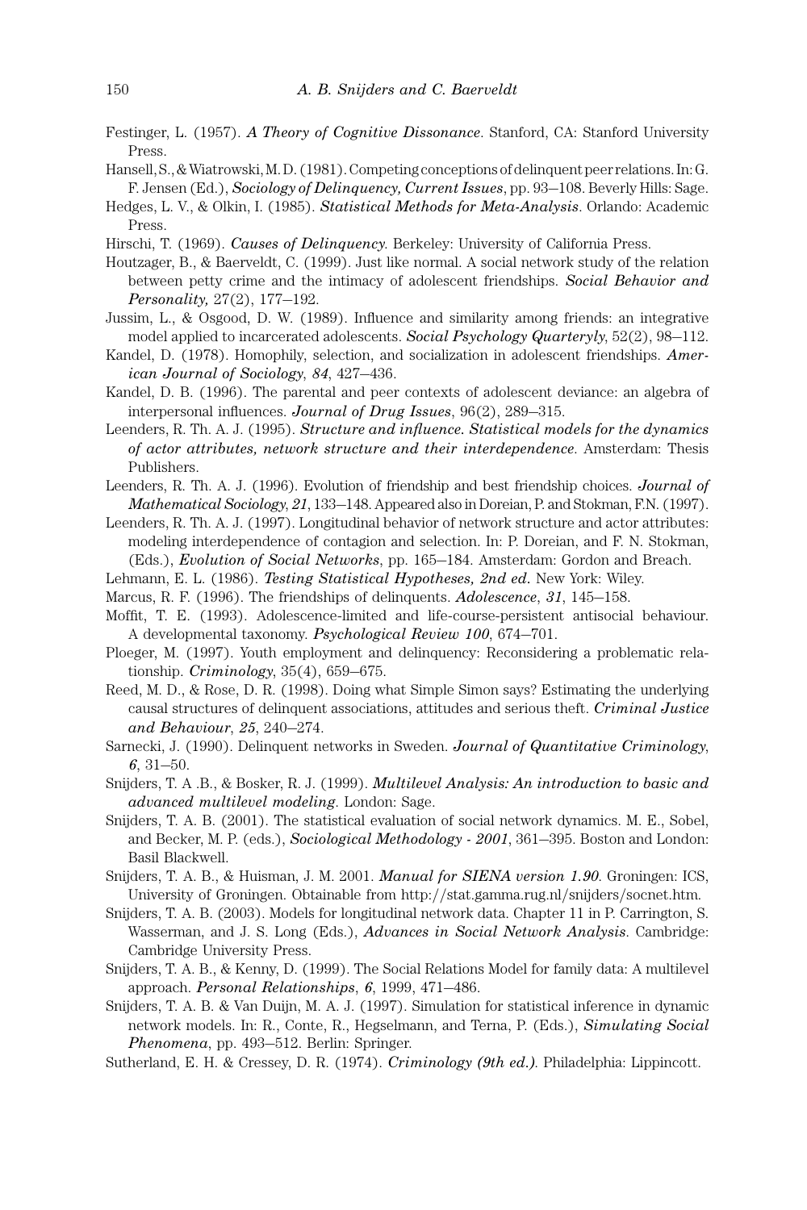Festinger, L. (1957). ***A Theory of Cognitive Dissonance***. Stanford, CA: Stanford University Press.

Hansell, S., & Wiatrowski, M. D. (1981). Competing conceptions of delinquent peer relations. In: G. F. Jensen (Ed.), ***Sociology of Delinquency, Current Issues***, pp. 93–108. Beverly Hills: Sage.

Hedges, L. V., & Olkin, I. (1985). ***Statistical Methods for Meta-Analysis***. Orlando: Academic Press.

Hirschi, T. (1969). ***Causes of Delinquency***. Berkeley: University of California Press.

Houtzager, B., & Baerveldt, C. (1999). Just like normal. A social network study of the relation between petty crime and the intimacy of adolescent friendships. ***Social Behavior and Personality,*** 27(2), 177–192.

Jussim, L., & Osgood, D. W. (1989). Influence and similarity among friends: an integrative model applied to incarcerated adolescents. ***Social Psychology Quarteryly***, 52(2), 98–112.

Kandel, D. (1978). Homophily, selection, and socialization in adolescent friendships. ***American Journal of Sociology, 84***, 427–436.

Kandel, D. B. (1996). The parental and peer contexts of adolescent deviance: an algebra of interpersonal influences. ***Journal of Drug Issues***, 96(2), 289–315.

Leenders, R. Th. A. J. (1995). ***Structure and influence. Statistical models for the dynamics of actor attributes, network structure and their interdependence***. Amsterdam: Thesis Publishers.

Leenders, R. Th. A. J. (1996). Evolution of friendship and best friendship choices. ***Journal of Mathematical Sociology***, ***21***, 133–148. Appeared also in Doreian, P. and Stokman, F.N. (1997).

Leenders, R. Th. A. J. (1997). Longitudinal behavior of network structure and actor attributes: modeling interdependence of contagion and selection. In: P. Doreian, and F. N. Stokman, (Eds.), ***Evolution of Social Networks***, pp. 165–184. Amsterdam: Gordon and Breach.

Lehmann, E. L. (1986). ***Testing Statistical Hypotheses, 2nd ed.*** New York: Wiley.

Marcus, R. F. (1996). The friendships of delinquents. ***Adolescence***, ***31***, 145–158.

Moffit, T. E. (1993). Adolescence-limited and life-course-persistent antisocial behaviour. A developmental taxonomy. ***Psychological Review 100***, 674–701.

Ploeger, M. (1997). Youth employment and delinquency: Reconsidering a problematic relationship. ***Criminology***, 35(4), 659–675.

Reed, M. D., & Rose, D. R. (1998). Doing what Simple Simon says? Estimating the underlying causal structures of delinquent associations, attitudes and serious theft. ***Criminal Justice and Behaviour***, ***25***, 240–274.

Sarnecki, J. (1990). Delinquent networks in Sweden. ***Journal of Quantitative Criminology***, ***6***, 31–50.

Snijders, T. A .B., & Bosker, R. J. (1999). ***Multilevel Analysis: An introduction to basic and advanced multilevel modeling***. London: Sage.

Snijders, T. A. B. (2001). The statistical evaluation of social network dynamics. M. E., Sobel, and Becker, M. P. (eds.), ***Sociological Methodology - 2001***, 361–395. Boston and London: Basil Blackwell.

Snijders, T. A. B., & Huisman, J. M. 2001. ***Manual for SIENA version 1.90***. Groningen: ICS, University of Groningen. Obtainable from http://stat.gamma.rug.nl/snijders/socnet.htm.

Snijders, T. A. B. (2003). Models for longitudinal network data. Chapter 11 in P. Carrington, S. Wasserman, and J. S. Long (Eds.), ***Advances in Social Network Analysis***. Cambridge: Cambridge University Press.

Snijders, T. A. B., & Kenny, D. (1999). The Social Relations Model for family data: A multilevel approach. ***Personal Relationships***, ***6***, 1999, 471–486.

Snijders, T. A. B. & Van Duijn, M. A. J. (1997). Simulation for statistical inference in dynamic network models. In: R., Conte, R., Hegselmann, and Terna, P. (Eds.), ***Simulating Social Phenomena***, pp. 493–512. Berlin: Springer.

Sutherland, E. H. & Cressey, D. R. (1974). ***Criminology (9th ed.)***. Philadelphia: Lippincott.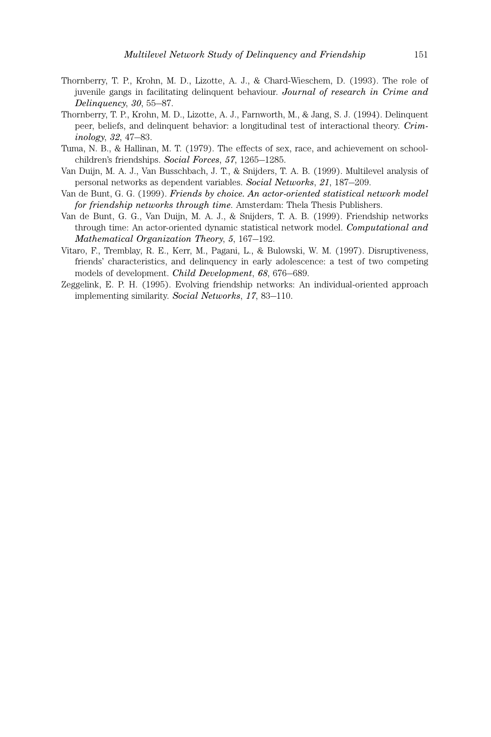Thornberry, T. P., Krohn, M. D., Lizotte, A. J., & Chard-Wieschem, D. (1993). The role of juvenile gangs in facilitating delinquent behaviour. ***Journal of research in Crime and Delinquency***, ***30***, 55–87.

Thornberry, T. P., Krohn, M. D., Lizotte, A. J., Farnworth, M., & Jang, S. J. (1994). Delinquent peer, beliefs, and delinquent behavior: a longitudinal test of interactional theory. ***Criminology***, ***32***, 47–83.

Tuma, N. B., & Hallinan, M. T. (1979). The effects of sex, race, and achievement on schoolchildren's friendships. ***Social Forces***, ***57***, 1265–1285.

Van Duijn, M. A. J., Van Busschbach, J. T., & Snijders, T. A. B. (1999). Multilevel analysis of personal networks as dependent variables. ***Social Networks***, ***21***, 187–209.

Van de Bunt, G. G. (1999). ***Friends by choice. An actor-oriented statistical network model for friendship networks through time***. Amsterdam: Thela Thesis Publishers.

Van de Bunt, G. G., Van Duijn, M. A. J., & Snijders, T. A. B. (1999). Friendship networks through time: An actor-oriented dynamic statistical network model. ***Computational and Mathematical Organization Theory***, ***5***, 167–192.

Vitaro, F., Tremblay, R. E., Kerr, M., Pagani, L., & Bulowski, W. M. (1997). Disruptiveness, friends' characteristics, and delinquency in early adolescence: a test of two competing models of development. ***Child Development***, ***68***, 676–689.

Zeggelink, E. P. H. (1995). Evolving friendship networks: An individual-oriented approach implementing similarity. ***Social Networks***, ***17***, 83–110.